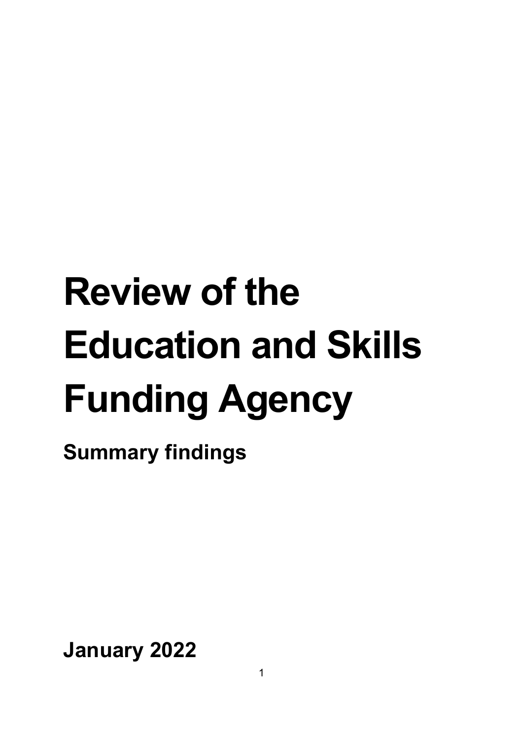# Review of the Education and Skills Funding Agency

## Summary findings

**January 2022**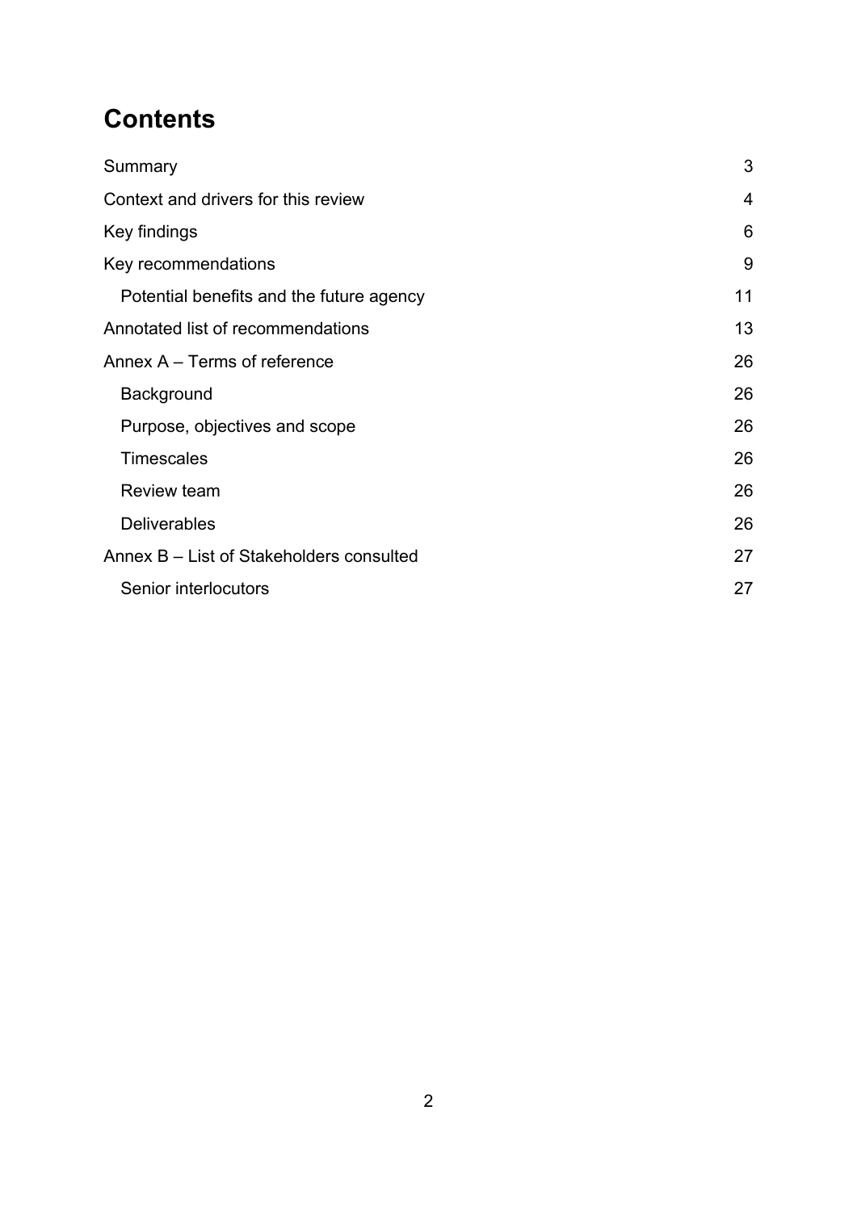# Contents

| | |
|---|---|
| Summary | 3 |
| Context and drivers for this review | 4 |
| Key findings | 6 |
| Key recommendations | 9 |
| Potential benefits and the future agency | 11 |
| Annotated list of recommendations | 13 |
| Annex A – Terms of reference | 26 |
| Background | 26 |
| Purpose, objectives and scope | 26 |
| Timescales | 26 |
| Review team | 26 |
| Deliverables | 26 |
| Annex B – List of Stakeholders consulted | 27 |
| Senior interlocutors | 27 |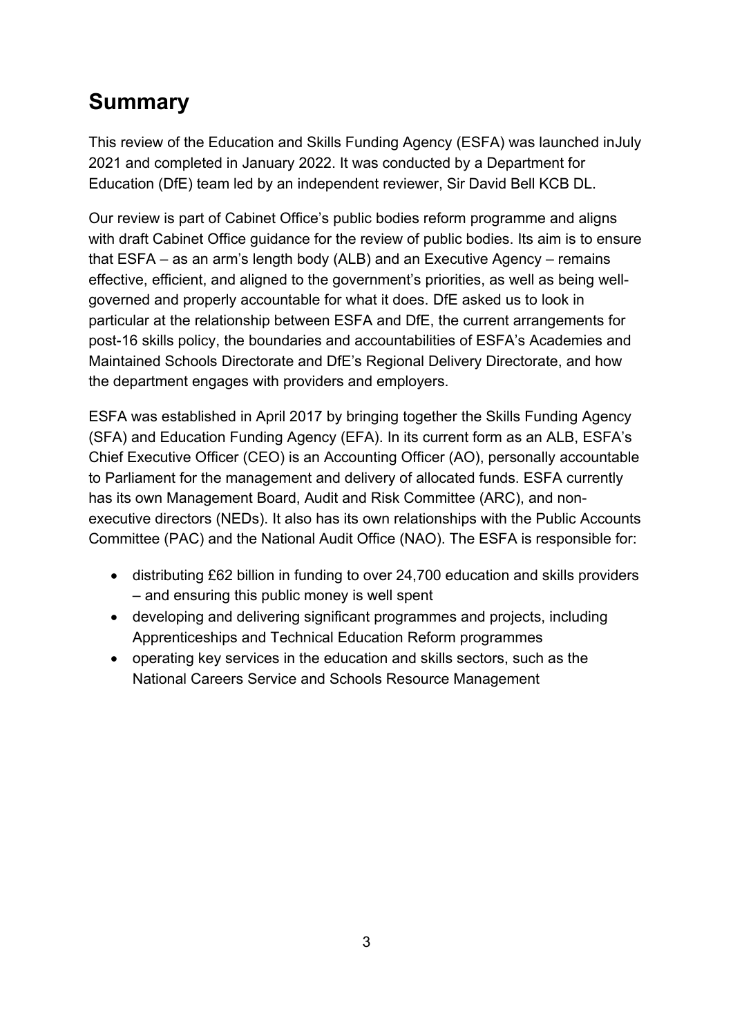# Summary

This review of the Education and Skills Funding Agency (ESFA) was launched inJuly 2021 and completed in January 2022. It was conducted by a Department for Education (DfE) team led by an independent reviewer, Sir David Bell KCB DL.

Our review is part of Cabinet Office's public bodies reform programme and aligns with draft Cabinet Office guidance for the review of public bodies. Its aim is to ensure that ESFA – as an arm's length body (ALB) and an Executive Agency – remains effective, efficient, and aligned to the government's priorities, as well as being well-governed and properly accountable for what it does. DfE asked us to look in particular at the relationship between ESFA and DfE, the current arrangements for post-16 skills policy, the boundaries and accountabilities of ESFA's Academies and Maintained Schools Directorate and DfE's Regional Delivery Directorate, and how the department engages with providers and employers.

ESFA was established in April 2017 by bringing together the Skills Funding Agency (SFA) and Education Funding Agency (EFA). In its current form as an ALB, ESFA's Chief Executive Officer (CEO) is an Accounting Officer (AO), personally accountable to Parliament for the management and delivery of allocated funds. ESFA currently has its own Management Board, Audit and Risk Committee (ARC), and non-executive directors (NEDs). It also has its own relationships with the Public Accounts Committee (PAC) and the National Audit Office (NAO). The ESFA is responsible for:

- distributing £62 billion in funding to over 24,700 education and skills providers – and ensuring this public money is well spent
- developing and delivering significant programmes and projects, including Apprenticeships and Technical Education Reform programmes
- operating key services in the education and skills sectors, such as the National Careers Service and Schools Resource Management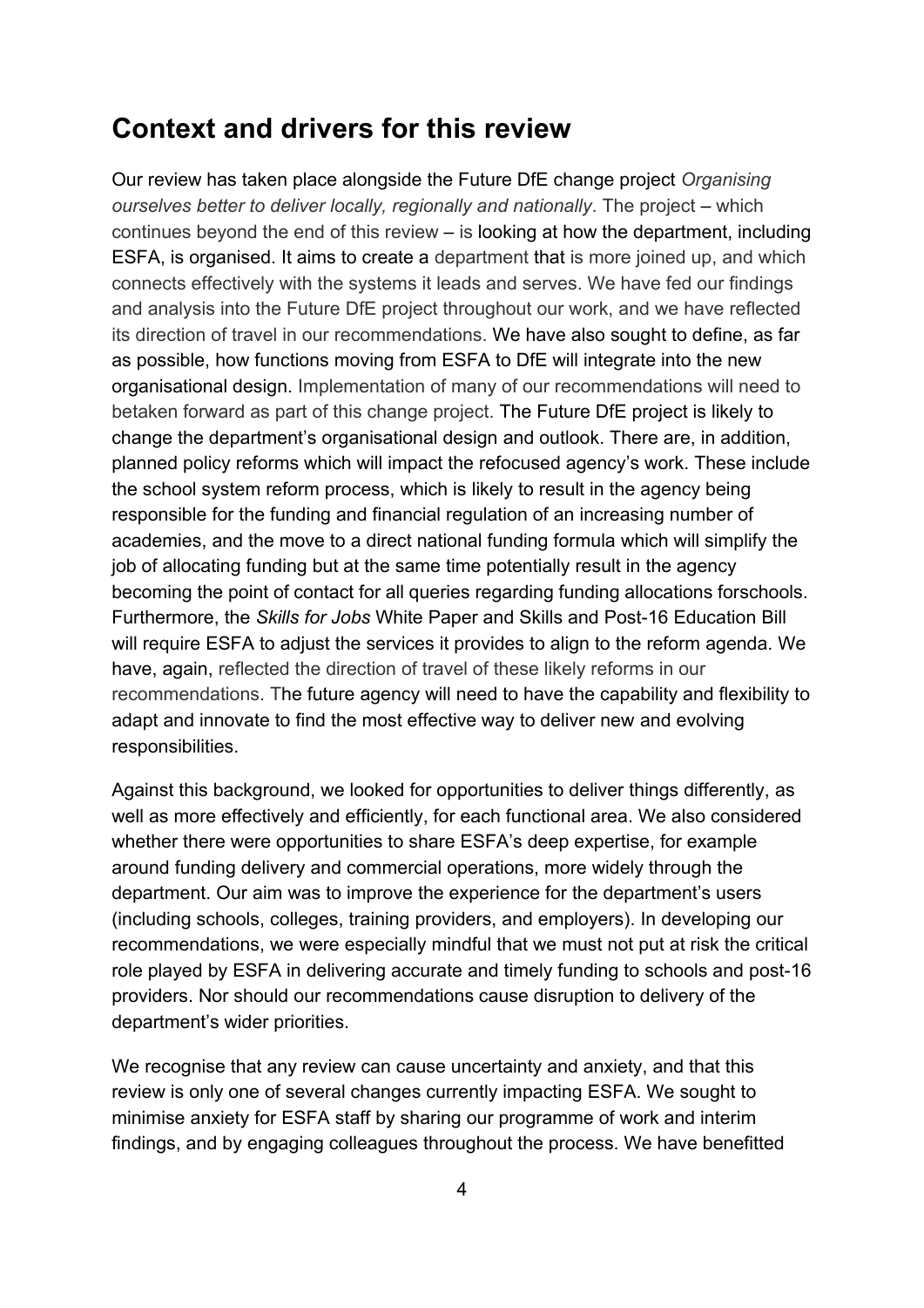## Context and drivers for this review

Our review has taken place alongside the Future DfE change project *Organising ourselves better to deliver locally, regionally and nationally*. The project – which continues beyond the end of this review – is looking at how the department, including ESFA, is organised. It aims to create a department that is more joined up, and which connects effectively with the systems it leads and serves. We have fed our findings and analysis into the Future DfE project throughout our work, and we have reflected its direction of travel in our recommendations. We have also sought to define, as far as possible, how functions moving from ESFA to DfE will integrate into the new organisational design. Implementation of many of our recommendations will need to betaken forward as part of this change project. The Future DfE project is likely to change the department's organisational design and outlook. There are, in addition, planned policy reforms which will impact the refocused agency's work. These include the school system reform process, which is likely to result in the agency being responsible for the funding and financial regulation of an increasing number of academies, and the move to a direct national funding formula which will simplify the job of allocating funding but at the same time potentially result in the agency becoming the point of contact for all queries regarding funding allocations forschools. Furthermore, the *Skills for Jobs* White Paper and Skills and Post-16 Education Bill will require ESFA to adjust the services it provides to align to the reform agenda. We have, again, reflected the direction of travel of these likely reforms in our recommendations. The future agency will need to have the capability and flexibility to adapt and innovate to find the most effective way to deliver new and evolving responsibilities.

Against this background, we looked for opportunities to deliver things differently, as well as more effectively and efficiently, for each functional area. We also considered whether there were opportunities to share ESFA's deep expertise, for example around funding delivery and commercial operations, more widely through the department. Our aim was to improve the experience for the department's users (including schools, colleges, training providers, and employers). In developing our recommendations, we were especially mindful that we must not put at risk the critical role played by ESFA in delivering accurate and timely funding to schools and post-16 providers. Nor should our recommendations cause disruption to delivery of the department's wider priorities.

We recognise that any review can cause uncertainty and anxiety, and that this review is only one of several changes currently impacting ESFA. We sought to minimise anxiety for ESFA staff by sharing our programme of work and interim findings, and by engaging colleagues throughout the process. We have benefitted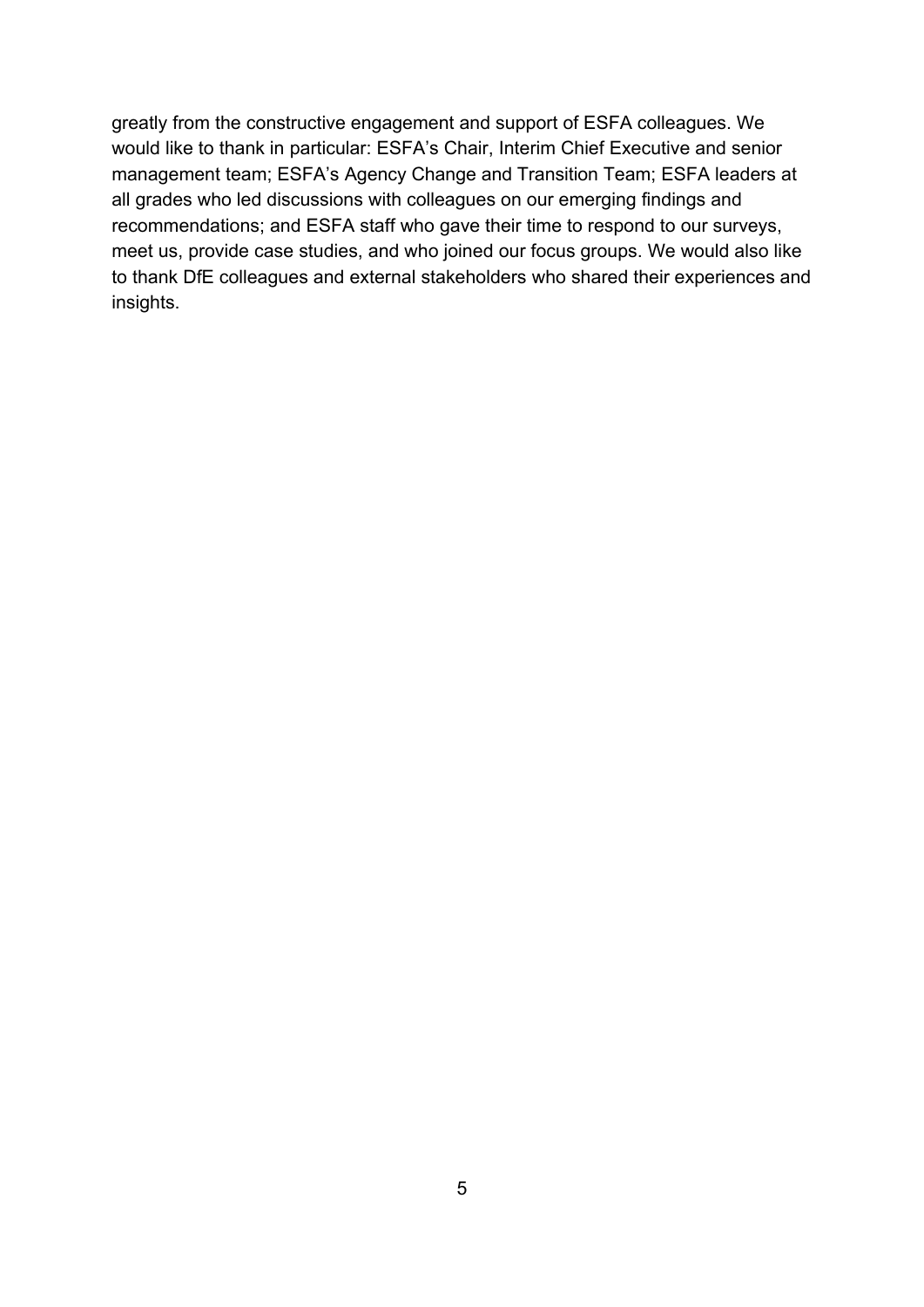greatly from the constructive engagement and support of ESFA colleagues. We would like to thank in particular: ESFA's Chair, Interim Chief Executive and senior management team; ESFA's Agency Change and Transition Team; ESFA leaders at all grades who led discussions with colleagues on our emerging findings and recommendations; and ESFA staff who gave their time to respond to our surveys, meet us, provide case studies, and who joined our focus groups. We would also like to thank DfE colleagues and external stakeholders who shared their experiences and insights.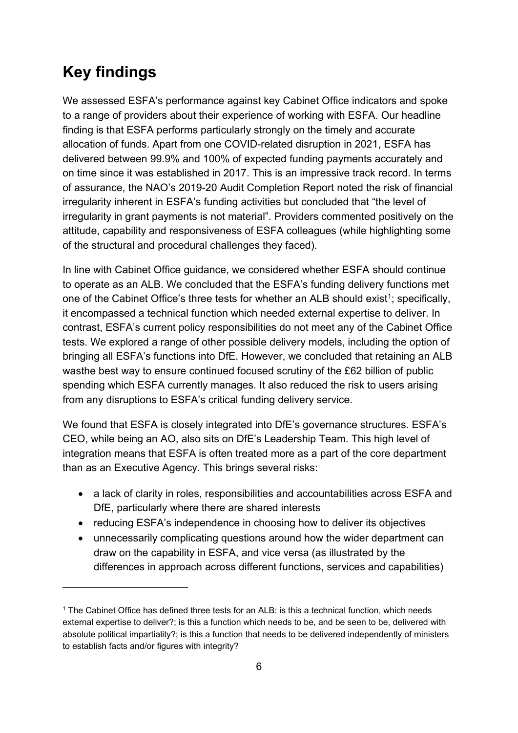## Key findings

We assessed ESFA's performance against key Cabinet Office indicators and spoke to a range of providers about their experience of working with ESFA. Our headline finding is that ESFA performs particularly strongly on the timely and accurate allocation of funds. Apart from one COVID-related disruption in 2021, ESFA has delivered between 99.9% and 100% of expected funding payments accurately and on time since it was established in 2017. This is an impressive track record. In terms of assurance, the NAO's 2019-20 Audit Completion Report noted the risk of financial irregularity inherent in ESFA's funding activities but concluded that "the level of irregularity in grant payments is not material". Providers commented positively on the attitude, capability and responsiveness of ESFA colleagues (while highlighting some of the structural and procedural challenges they faced).

In line with Cabinet Office guidance, we considered whether ESFA should continue to operate as an ALB. We concluded that the ESFA's funding delivery functions met one of the Cabinet Office's three tests for whether an ALB should exist[1]; specifically, it encompassed a technical function which needed external expertise to deliver. In contrast, ESFA's current policy responsibilities do not meet any of the Cabinet Office tests. We explored a range of other possible delivery models, including the option of bringing all ESFA's functions into DfE. However, we concluded that retaining an ALB wasthe best way to ensure continued focused scrutiny of the £62 billion of public spending which ESFA currently manages. It also reduced the risk to users arising from any disruptions to ESFA's critical funding delivery service.

We found that ESFA is closely integrated into DfE's governance structures. ESFA's CEO, while being an AO, also sits on DfE's Leadership Team. This high level of integration means that ESFA is often treated more as a part of the core department than as an Executive Agency. This brings several risks:

- a lack of clarity in roles, responsibilities and accountabilities across ESFA and DfE, particularly where there are shared interests
- reducing ESFA's independence in choosing how to deliver its objectives
- unnecessarily complicating questions around how the wider department can draw on the capability in ESFA, and vice versa (as illustrated by the differences in approach across different functions, services and capabilities)

[1] The Cabinet Office has defined three tests for an ALB: is this a technical function, which needs external expertise to deliver?; is this a function which needs to be, and be seen to be, delivered with absolute political impartiality?; is this a function that needs to be delivered independently of ministers to establish facts and/or figures with integrity?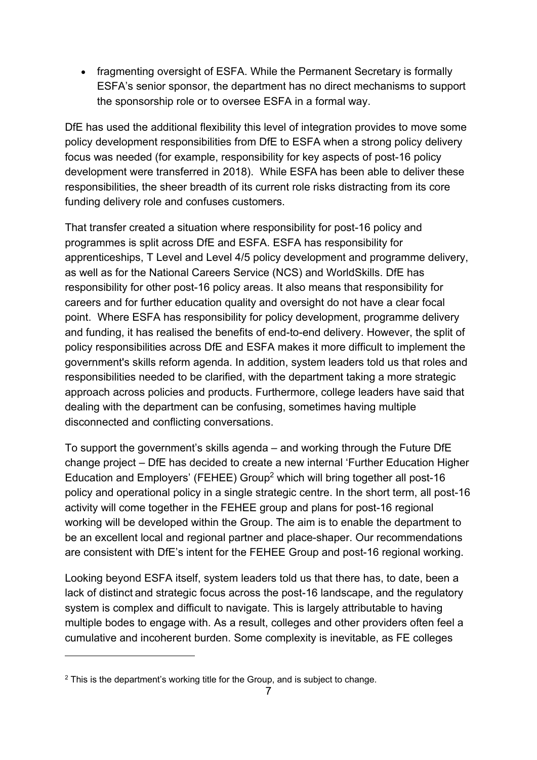- fragmenting oversight of ESFA. While the Permanent Secretary is formally ESFA's senior sponsor, the department has no direct mechanisms to support the sponsorship role or to oversee ESFA in a formal way.

DfE has used the additional flexibility this level of integration provides to move some policy development responsibilities from DfE to ESFA when a strong policy delivery focus was needed (for example, responsibility for key aspects of post-16 policy development were transferred in 2018). While ESFA has been able to deliver these responsibilities, the sheer breadth of its current role risks distracting from its core funding delivery role and confuses customers.

That transfer created a situation where responsibility for post-16 policy and programmes is split across DfE and ESFA. ESFA has responsibility for apprenticeships, T Level and Level 4/5 policy development and programme delivery, as well as for the National Careers Service (NCS) and WorldSkills. DfE has responsibility for other post-16 policy areas. It also means that responsibility for careers and for further education quality and oversight do not have a clear focal point. Where ESFA has responsibility for policy development, programme delivery and funding, it has realised the benefits of end-to-end delivery. However, the split of policy responsibilities across DfE and ESFA makes it more difficult to implement the government's skills reform agenda. In addition, system leaders told us that roles and responsibilities needed to be clarified, with the department taking a more strategic approach across policies and products. Furthermore, college leaders have said that dealing with the department can be confusing, sometimes having multiple disconnected and conflicting conversations.

To support the government's skills agenda – and working through the Future DfE change project – DfE has decided to create a new internal 'Further Education Higher Education and Employers' (FEHEE) Group[2] which will bring together all post-16 policy and operational policy in a single strategic centre. In the short term, all post-16 activity will come together in the FEHEE group and plans for post-16 regional working will be developed within the Group. The aim is to enable the department to be an excellent local and regional partner and place-shaper. Our recommendations are consistent with DfE's intent for the FEHEE Group and post-16 regional working.

Looking beyond ESFA itself, system leaders told us that there has, to date, been a lack of distinct and strategic focus across the post-16 landscape, and the regulatory system is complex and difficult to navigate. This is largely attributable to having multiple bodes to engage with. As a result, colleges and other providers often feel a cumulative and incoherent burden. Some complexity is inevitable, as FE colleges

---

[2] This is the department's working title for the Group, and is subject to change.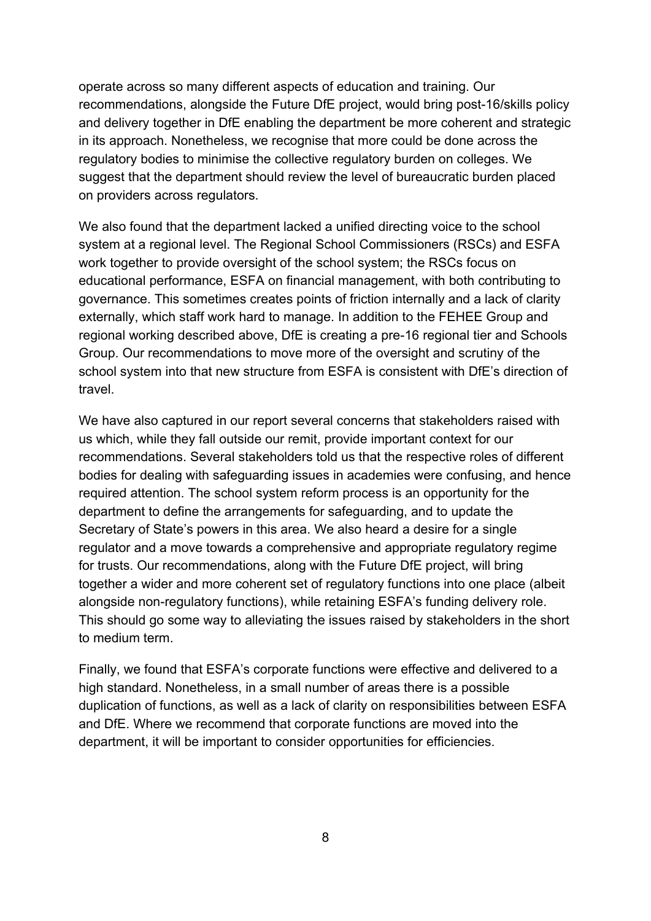operate across so many different aspects of education and training. Our recommendations, alongside the Future DfE project, would bring post-16/skills policy and delivery together in DfE enabling the department be more coherent and strategic in its approach. Nonetheless, we recognise that more could be done across the regulatory bodies to minimise the collective regulatory burden on colleges. We suggest that the department should review the level of bureaucratic burden placed on providers across regulators.

We also found that the department lacked a unified directing voice to the school system at a regional level. The Regional School Commissioners (RSCs) and ESFA work together to provide oversight of the school system; the RSCs focus on educational performance, ESFA on financial management, with both contributing to governance. This sometimes creates points of friction internally and a lack of clarity externally, which staff work hard to manage. In addition to the FEHEE Group and regional working described above, DfE is creating a pre-16 regional tier and Schools Group. Our recommendations to move more of the oversight and scrutiny of the school system into that new structure from ESFA is consistent with DfE's direction of travel.

We have also captured in our report several concerns that stakeholders raised with us which, while they fall outside our remit, provide important context for our recommendations. Several stakeholders told us that the respective roles of different bodies for dealing with safeguarding issues in academies were confusing, and hence required attention. The school system reform process is an opportunity for the department to define the arrangements for safeguarding, and to update the Secretary of State's powers in this area. We also heard a desire for a single regulator and a move towards a comprehensive and appropriate regulatory regime for trusts. Our recommendations, along with the Future DfE project, will bring together a wider and more coherent set of regulatory functions into one place (albeit alongside non-regulatory functions), while retaining ESFA's funding delivery role. This should go some way to alleviating the issues raised by stakeholders in the short to medium term.

Finally, we found that ESFA's corporate functions were effective and delivered to a high standard. Nonetheless, in a small number of areas there is a possible duplication of functions, as well as a lack of clarity on responsibilities between ESFA and DfE. Where we recommend that corporate functions are moved into the department, it will be important to consider opportunities for efficiencies.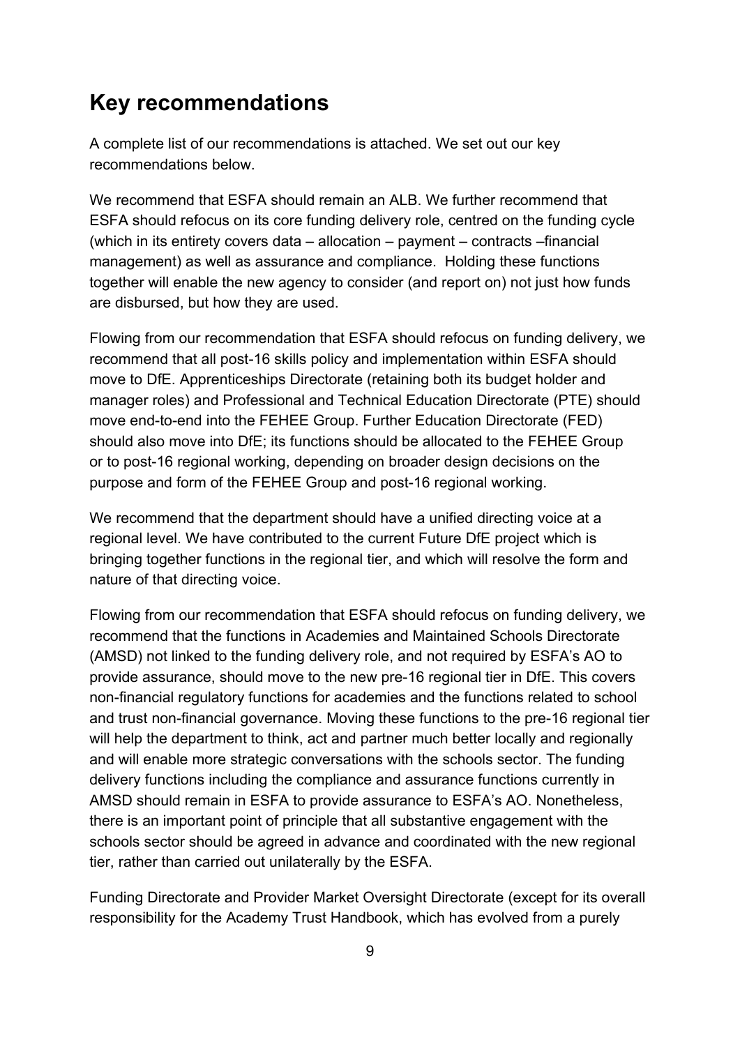## Key recommendations

A complete list of our recommendations is attached. We set out our key recommendations below.

We recommend that ESFA should remain an ALB. We further recommend that ESFA should refocus on its core funding delivery role, centred on the funding cycle (which in its entirety covers data – allocation – payment – contracts –financial management) as well as assurance and compliance. Holding these functions together will enable the new agency to consider (and report on) not just how funds are disbursed, but how they are used.

Flowing from our recommendation that ESFA should refocus on funding delivery, we recommend that all post-16 skills policy and implementation within ESFA should move to DfE. Apprenticeships Directorate (retaining both its budget holder and manager roles) and Professional and Technical Education Directorate (PTE) should move end-to-end into the FEHEE Group. Further Education Directorate (FED) should also move into DfE; its functions should be allocated to the FEHEE Group or to post-16 regional working, depending on broader design decisions on the purpose and form of the FEHEE Group and post-16 regional working.

We recommend that the department should have a unified directing voice at a regional level. We have contributed to the current Future DfE project which is bringing together functions in the regional tier, and which will resolve the form and nature of that directing voice.

Flowing from our recommendation that ESFA should refocus on funding delivery, we recommend that the functions in Academies and Maintained Schools Directorate (AMSD) not linked to the funding delivery role, and not required by ESFA's AO to provide assurance, should move to the new pre-16 regional tier in DfE. This covers non-financial regulatory functions for academies and the functions related to school and trust non-financial governance. Moving these functions to the pre-16 regional tier will help the department to think, act and partner much better locally and regionally and will enable more strategic conversations with the schools sector. The funding delivery functions including the compliance and assurance functions currently in AMSD should remain in ESFA to provide assurance to ESFA's AO. Nonetheless, there is an important point of principle that all substantive engagement with the schools sector should be agreed in advance and coordinated with the new regional tier, rather than carried out unilaterally by the ESFA.

Funding Directorate and Provider Market Oversight Directorate (except for its overall responsibility for the Academy Trust Handbook, which has evolved from a purely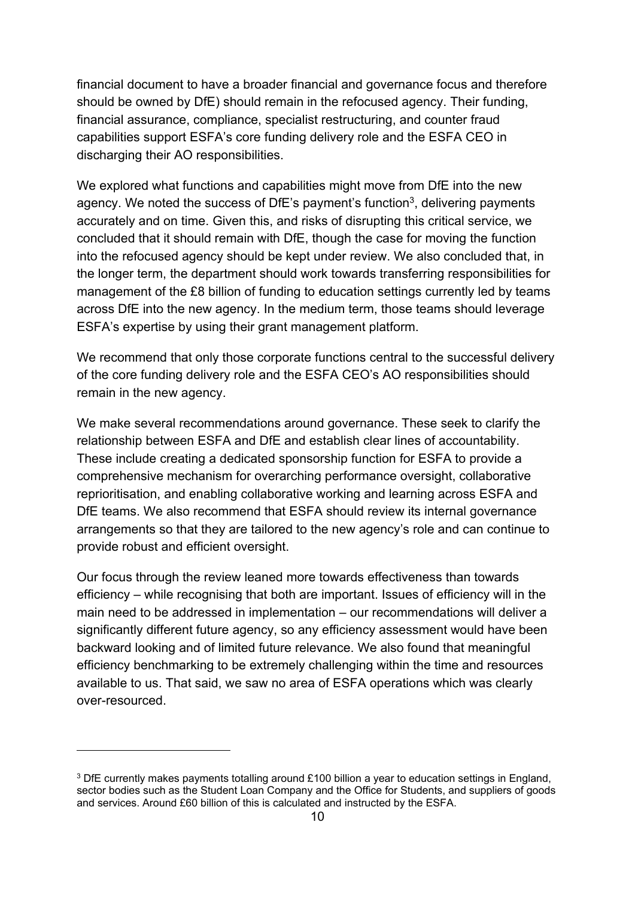financial document to have a broader financial and governance focus and therefore should be owned by DfE) should remain in the refocused agency. Their funding, financial assurance, compliance, specialist restructuring, and counter fraud capabilities support ESFA's core funding delivery role and the ESFA CEO in discharging their AO responsibilities.

We explored what functions and capabilities might move from DfE into the new agency. We noted the success of DfE's payment's function[3], delivering payments accurately and on time. Given this, and risks of disrupting this critical service, we concluded that it should remain with DfE, though the case for moving the function into the refocused agency should be kept under review. We also concluded that, in the longer term, the department should work towards transferring responsibilities for management of the £8 billion of funding to education settings currently led by teams across DfE into the new agency. In the medium term, those teams should leverage ESFA's expertise by using their grant management platform.

We recommend that only those corporate functions central to the successful delivery of the core funding delivery role and the ESFA CEO's AO responsibilities should remain in the new agency.

We make several recommendations around governance. These seek to clarify the relationship between ESFA and DfE and establish clear lines of accountability. These include creating a dedicated sponsorship function for ESFA to provide a comprehensive mechanism for overarching performance oversight, collaborative reprioritisation, and enabling collaborative working and learning across ESFA and DfE teams. We also recommend that ESFA should review its internal governance arrangements so that they are tailored to the new agency's role and can continue to provide robust and efficient oversight.

Our focus through the review leaned more towards effectiveness than towards efficiency – while recognising that both are important. Issues of efficiency will in the main need to be addressed in implementation – our recommendations will deliver a significantly different future agency, so any efficiency assessment would have been backward looking and of limited future relevance. We also found that meaningful efficiency benchmarking to be extremely challenging within the time and resources available to us. That said, we saw no area of ESFA operations which was clearly over-resourced.

---

[3] DfE currently makes payments totalling around £100 billion a year to education settings in England, sector bodies such as the Student Loan Company and the Office for Students, and suppliers of goods and services. Around £60 billion of this is calculated and instructed by the ESFA.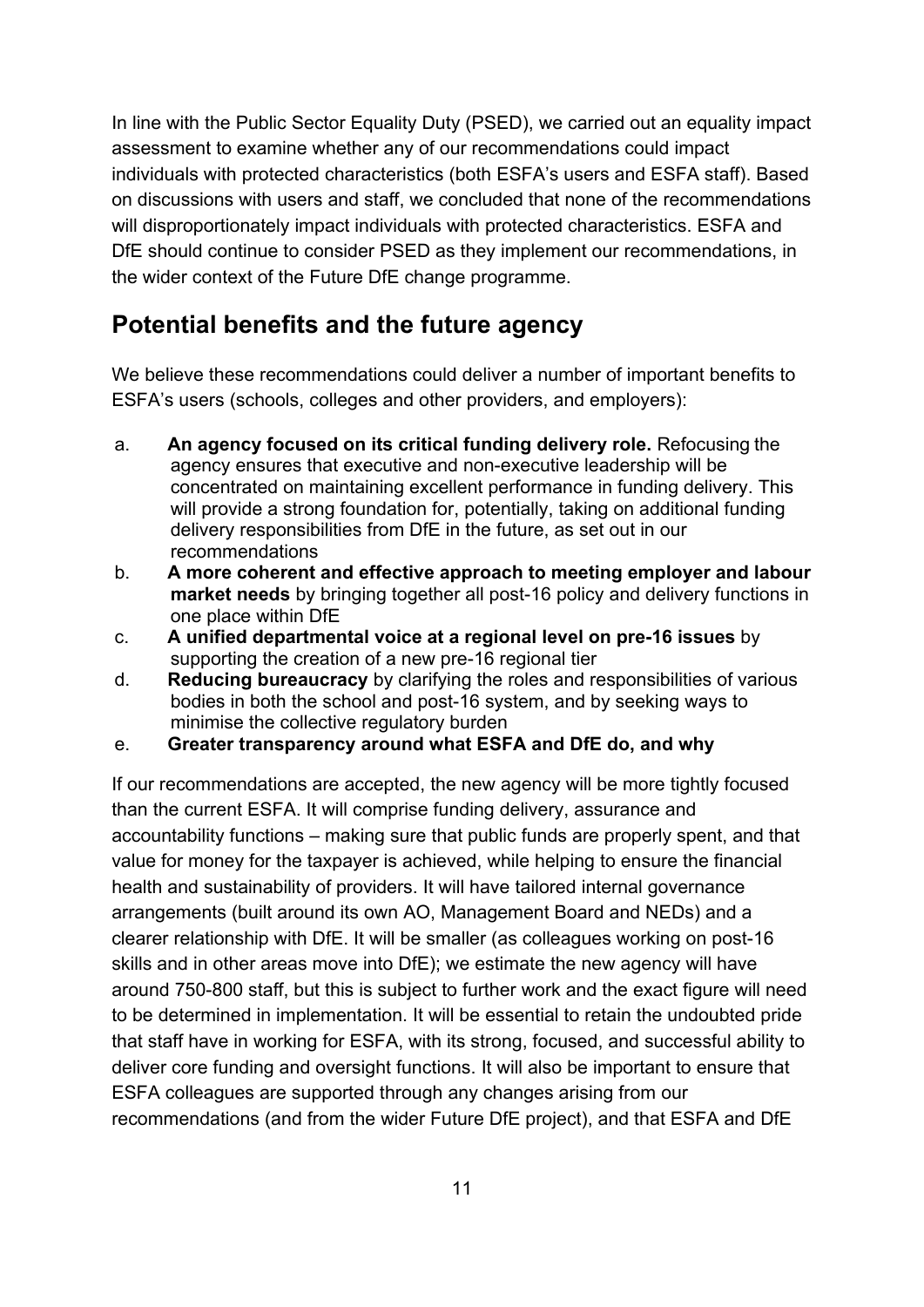In line with the Public Sector Equality Duty (PSED), we carried out an equality impact assessment to examine whether any of our recommendations could impact individuals with protected characteristics (both ESFA's users and ESFA staff). Based on discussions with users and staff, we concluded that none of the recommendations will disproportionately impact individuals with protected characteristics. ESFA and DfE should continue to consider PSED as they implement our recommendations, in the wider context of the Future DfE change programme.

## Potential benefits and the future agency

We believe these recommendations could deliver a number of important benefits to ESFA's users (schools, colleges and other providers, and employers):

a. **An agency focused on its critical funding delivery role.** Refocusing the agency ensures that executive and non-executive leadership will be concentrated on maintaining excellent performance in funding delivery. This will provide a strong foundation for, potentially, taking on additional funding delivery responsibilities from DfE in the future, as set out in our recommendations
b. **A more coherent and effective approach to meeting employer and labour market needs** by bringing together all post-16 policy and delivery functions in one place within DfE
c. **A unified departmental voice at a regional level on pre-16 issues** by supporting the creation of a new pre-16 regional tier
d. **Reducing bureaucracy** by clarifying the roles and responsibilities of various bodies in both the school and post-16 system, and by seeking ways to minimise the collective regulatory burden
e. **Greater transparency around what ESFA and DfE do, and why**

If our recommendations are accepted, the new agency will be more tightly focused than the current ESFA. It will comprise funding delivery, assurance and accountability functions – making sure that public funds are properly spent, and that value for money for the taxpayer is achieved, while helping to ensure the financial health and sustainability of providers. It will have tailored internal governance arrangements (built around its own AO, Management Board and NEDs) and a clearer relationship with DfE. It will be smaller (as colleagues working on post-16 skills and in other areas move into DfE); we estimate the new agency will have around 750-800 staff, but this is subject to further work and the exact figure will need to be determined in implementation. It will be essential to retain the undoubted pride that staff have in working for ESFA, with its strong, focused, and successful ability to deliver core funding and oversight functions. It will also be important to ensure that ESFA colleagues are supported through any changes arising from our recommendations (and from the wider Future DfE project), and that ESFA and DfE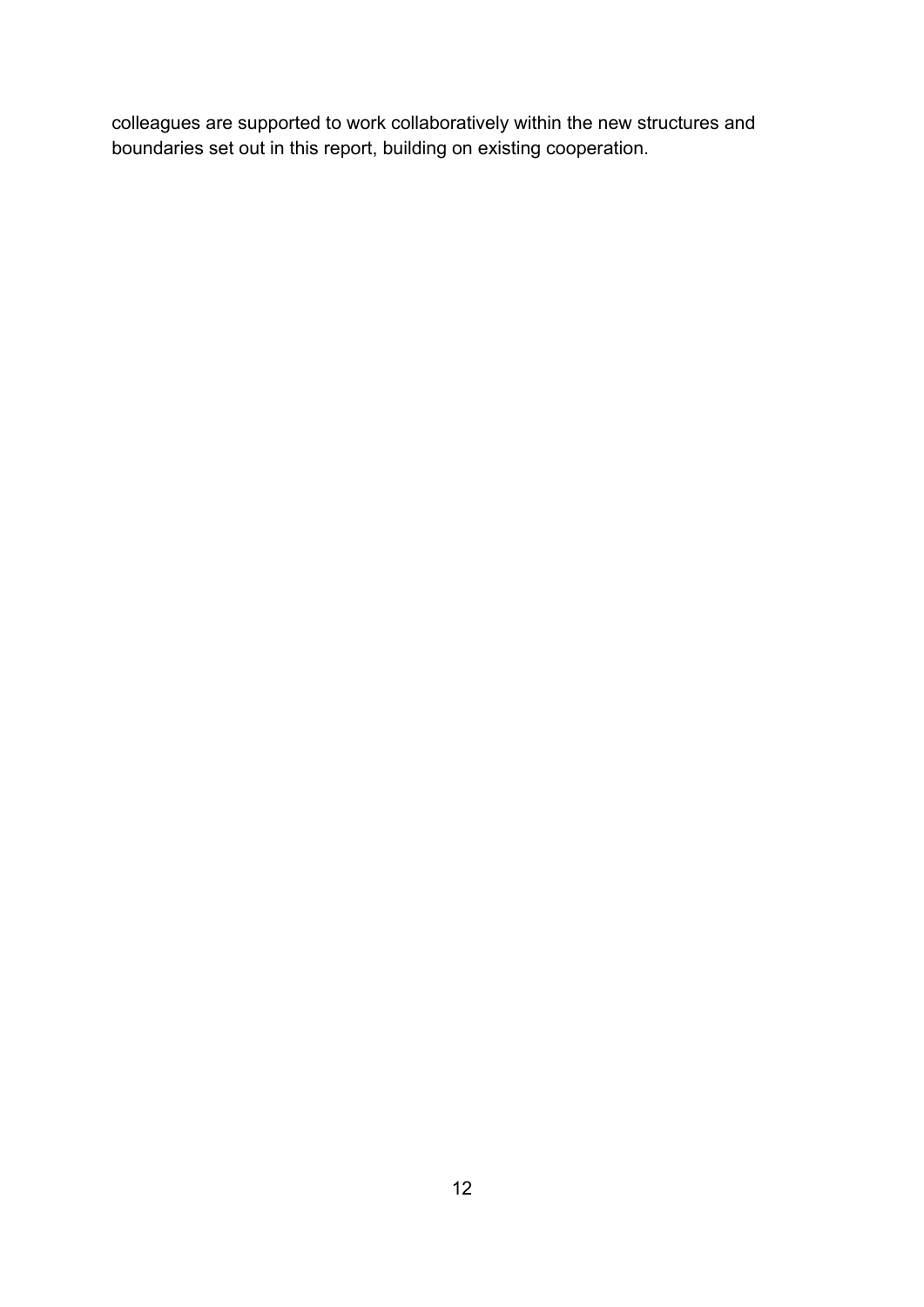colleagues are supported to work collaboratively within the new structures and boundaries set out in this report, building on existing cooperation.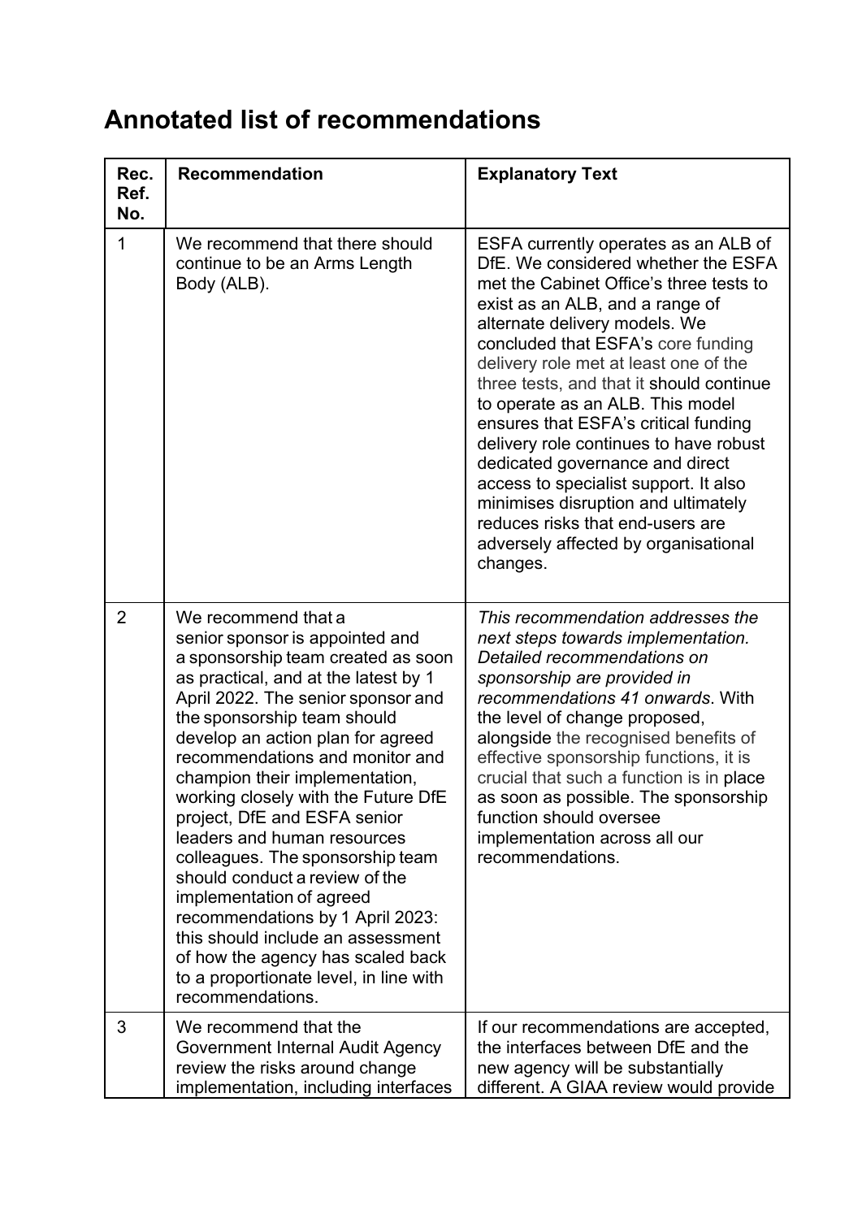# Annotated list of recommendations

| Rec. Ref. No. | Recommendation | Explanatory Text |
|---|---|---|
| 1 | We recommend that there should continue to be an Arms Length Body (ALB). | ESFA currently operates as an ALB of DfE. We considered whether the ESFA met the Cabinet Office's three tests to exist as an ALB, and a range of alternate delivery models. We concluded that ESFA's core funding delivery role met at least one of the three tests, and that it should continue to operate as an ALB. This model ensures that ESFA's critical funding delivery role continues to have robust dedicated governance and direct access to specialist support. It also minimises disruption and ultimately reduces risks that end-users are adversely affected by organisational changes. |
| 2 | We recommend that a senior sponsor is appointed and a sponsorship team created as soon as practical, and at the latest by 1 April 2022. The senior sponsor and the sponsorship team should develop an action plan for agreed recommendations and monitor and champion their implementation, working closely with the Future DfE project, DfE and ESFA senior leaders and human resources colleagues. The sponsorship team should conduct a review of the implementation of agreed recommendations by 1 April 2023: this should include an assessment of how the agency has scaled back to a proportionate level, in line with recommendations. | *This recommendation addresses the next steps towards implementation. Detailed recommendations on sponsorship are provided in recommendations 41 onwards*. With the level of change proposed, alongside the recognised benefits of effective sponsorship functions, it is crucial that such a function is in place as soon as possible. The sponsorship function should oversee implementation across all our recommendations. |
| 3 | We recommend that the Government Internal Audit Agency review the risks around change implementation, including interfaces | If our recommendations are accepted, the interfaces between DfE and the new agency will be substantially different. A GIAA review would provide |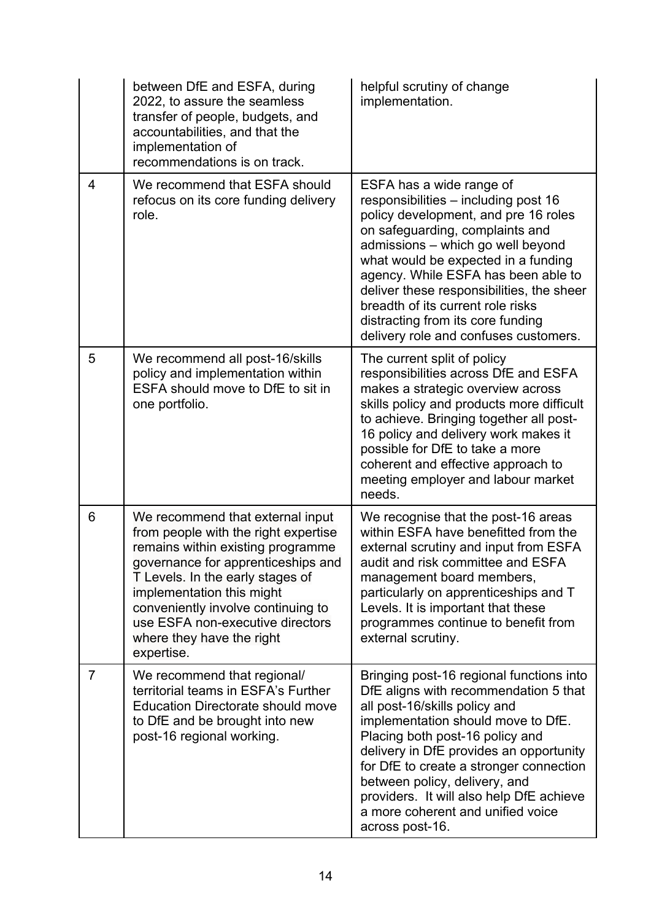| | | |
|---|---|---|
| | between DfE and ESFA, during 2022, to assure the seamless transfer of people, budgets, and accountabilities, and that the implementation of recommendations is on track. | helpful scrutiny of change implementation. |
| 4 | We recommend that ESFA should refocus on its core funding delivery role. | ESFA has a wide range of responsibilities – including post 16 policy development, and pre 16 roles on safeguarding, complaints and admissions – which go well beyond what would be expected in a funding agency. While ESFA has been able to deliver these responsibilities, the sheer breadth of its current role risks distracting from its core funding delivery role and confuses customers. |
| 5 | We recommend all post-16/skills policy and implementation within ESFA should move to DfE to sit in one portfolio. | The current split of policy responsibilities across DfE and ESFA makes a strategic overview across skills policy and products more difficult to achieve. Bringing together all post-16 policy and delivery work makes it possible for DfE to take a more coherent and effective approach to meeting employer and labour market needs. |
| 6 | We recommend that external input from people with the right expertise remains within existing programme governance for apprenticeships and T Levels. In the early stages of implementation this might conveniently involve continuing to use ESFA non-executive directors where they have the right expertise. | We recognise that the post-16 areas within ESFA have benefitted from the external scrutiny and input from ESFA audit and risk committee and ESFA management board members, particularly on apprenticeships and T Levels. It is important that these programmes continue to benefit from external scrutiny. |
| 7 | We recommend that regional/ territorial teams in ESFA's Further Education Directorate should move to DfE and be brought into new post-16 regional working. | Bringing post-16 regional functions into DfE aligns with recommendation 5 that all post-16/skills policy and implementation should move to DfE. Placing both post-16 policy and delivery in DfE provides an opportunity for DfE to create a stronger connection between policy, delivery, and providers. It will also help DfE achieve a more coherent and unified voice across post-16. |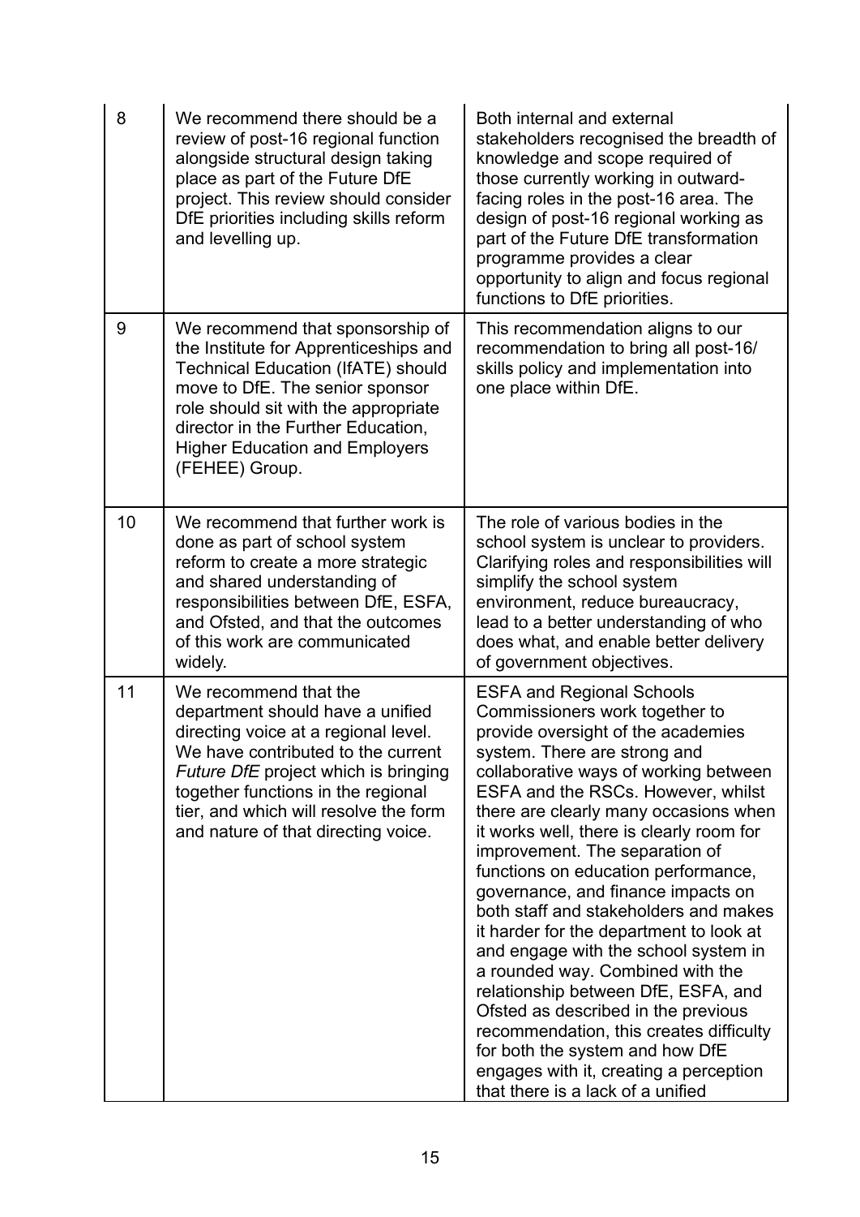| | | |
|---|---|---|
| 8 | We recommend there should be a review of post-16 regional function alongside structural design taking place as part of the Future DfE project. This review should consider DfE priorities including skills reform and levelling up. | Both internal and external stakeholders recognised the breadth of knowledge and scope required of those currently working in outward-facing roles in the post-16 area. The design of post-16 regional working as part of the Future DfE transformation programme provides a clear opportunity to align and focus regional functions to DfE priorities. |
| 9 | We recommend that sponsorship of the Institute for Apprenticeships and Technical Education (IfATE) should move to DfE. The senior sponsor role should sit with the appropriate director in the Further Education, Higher Education and Employers (FEHEE) Group. | This recommendation aligns to our recommendation to bring all post-16/ skills policy and implementation into one place within DfE. |
| 10 | We recommend that further work is done as part of school system reform to create a more strategic and shared understanding of responsibilities between DfE, ESFA, and Ofsted, and that the outcomes of this work are communicated widely. | The role of various bodies in the school system is unclear to providers. Clarifying roles and responsibilities will simplify the school system environment, reduce bureaucracy, lead to a better understanding of who does what, and enable better delivery of government objectives. |
| 11 | We recommend that the department should have a unified directing voice at a regional level. We have contributed to the current *Future DfE* project which is bringing together functions in the regional tier, and which will resolve the form and nature of that directing voice. | ESFA and Regional Schools Commissioners work together to provide oversight of the academies system. There are strong and collaborative ways of working between ESFA and the RSCs. However, whilst there are clearly many occasions when it works well, there is clearly room for improvement. The separation of functions on education performance, governance, and finance impacts on both staff and stakeholders and makes it harder for the department to look at and engage with the school system in a rounded way. Combined with the relationship between DfE, ESFA, and Ofsted as described in the previous recommendation, this creates difficulty for both the system and how DfE engages with it, creating a perception that there is a lack of a unified |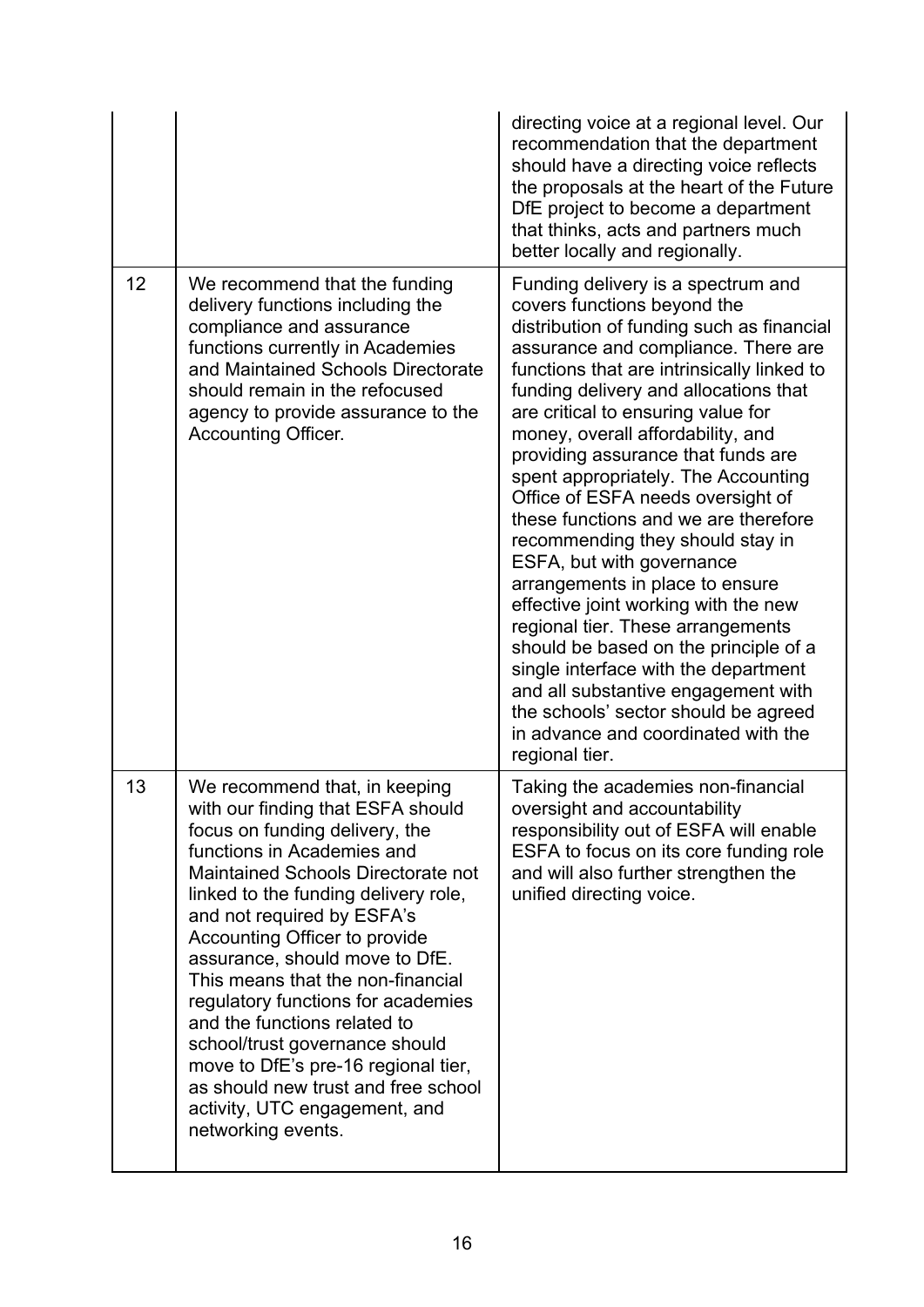| | | |
|---|---|---|
| | | directing voice at a regional level. Our recommendation that the department should have a directing voice reflects the proposals at the heart of the Future DfE project to become a department that thinks, acts and partners much better locally and regionally. |
| 12 | We recommend that the funding delivery functions including the compliance and assurance functions currently in Academies and Maintained Schools Directorate should remain in the refocused agency to provide assurance to the Accounting Officer. | Funding delivery is a spectrum and covers functions beyond the distribution of funding such as financial assurance and compliance. There are functions that are intrinsically linked to funding delivery and allocations that are critical to ensuring value for money, overall affordability, and providing assurance that funds are spent appropriately. The Accounting Office of ESFA needs oversight of these functions and we are therefore recommending they should stay in ESFA, but with governance arrangements in place to ensure effective joint working with the new regional tier. These arrangements should be based on the principle of a single interface with the department and all substantive engagement with the schools' sector should be agreed in advance and coordinated with the regional tier. |
| 13 | We recommend that, in keeping with our finding that ESFA should focus on funding delivery, the functions in Academies and Maintained Schools Directorate not linked to the funding delivery role, and not required by ESFA's Accounting Officer to provide assurance, should move to DfE. This means that the non-financial regulatory functions for academies and the functions related to school/trust governance should move to DfE's pre-16 regional tier, as should new trust and free school activity, UTC engagement, and networking events. | Taking the academies non-financial oversight and accountability responsibility out of ESFA will enable ESFA to focus on its core funding role and will also further strengthen the unified directing voice. |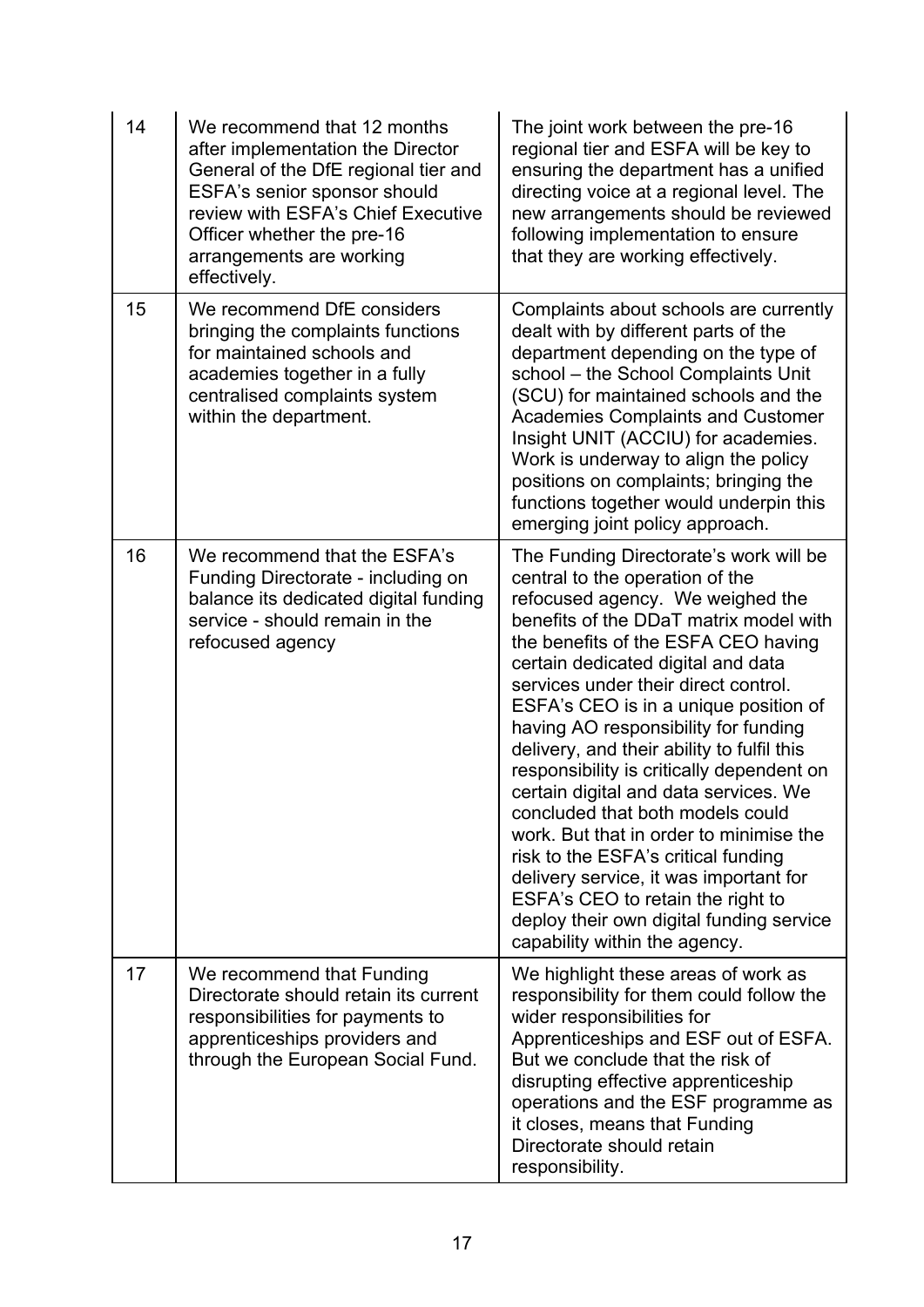| | | |
|---|---|---|
| 14 | We recommend that 12 months after implementation the Director General of the DfE regional tier and ESFA's senior sponsor should review with ESFA's Chief Executive Officer whether the pre-16 arrangements are working effectively. | The joint work between the pre-16 regional tier and ESFA will be key to ensuring the department has a unified directing voice at a regional level. The new arrangements should be reviewed following implementation to ensure that they are working effectively. |
| 15 | We recommend DfE considers bringing the complaints functions for maintained schools and academies together in a fully centralised complaints system within the department. | Complaints about schools are currently dealt with by different parts of the department depending on the type of school – the School Complaints Unit (SCU) for maintained schools and the Academies Complaints and Customer Insight UNIT (ACCIU) for academies. Work is underway to align the policy positions on complaints; bringing the functions together would underpin this emerging joint policy approach. |
| 16 | We recommend that the ESFA's Funding Directorate - including on balance its dedicated digital funding service - should remain in the refocused agency | The Funding Directorate's work will be central to the operation of the refocused agency. We weighed the benefits of the DDaT matrix model with the benefits of the ESFA CEO having certain dedicated digital and data services under their direct control. ESFA's CEO is in a unique position of having AO responsibility for funding delivery, and their ability to fulfil this responsibility is critically dependent on certain digital and data services. We concluded that both models could work. But that in order to minimise the risk to the ESFA's critical funding delivery service, it was important for ESFA's CEO to retain the right to deploy their own digital funding service capability within the agency. |
| 17 | We recommend that Funding Directorate should retain its current responsibilities for payments to apprenticeships providers and through the European Social Fund. | We highlight these areas of work as responsibility for them could follow the wider responsibilities for Apprenticeships and ESF out of ESFA. But we conclude that the risk of disrupting effective apprenticeship operations and the ESF programme as it closes, means that Funding Directorate should retain responsibility. |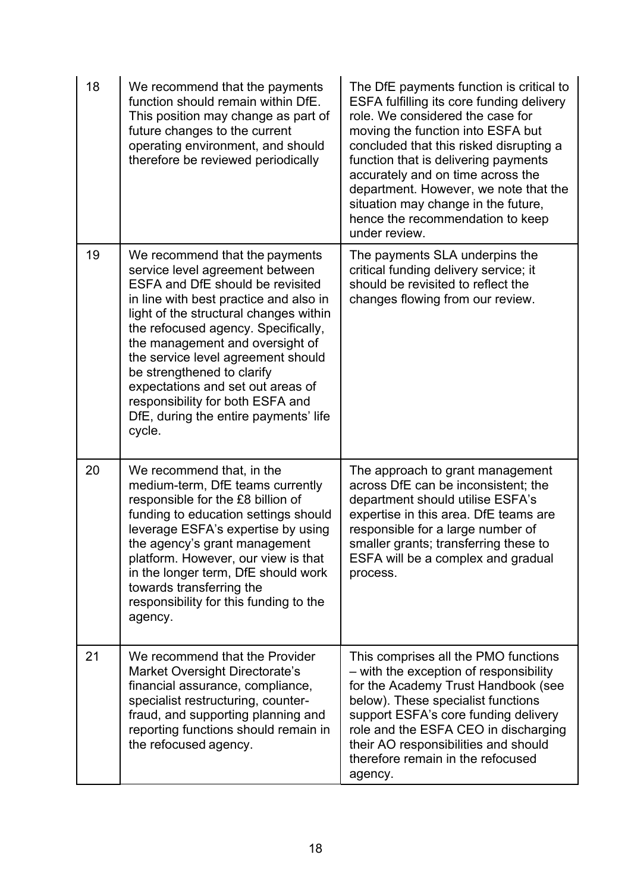| | | |
|---|---|---|
| 18 | We recommend that the payments function should remain within DfE. This position may change as part of future changes to the current operating environment, and should therefore be reviewed periodically | The DfE payments function is critical to ESFA fulfilling its core funding delivery role. We considered the case for moving the function into ESFA but concluded that this risked disrupting a function that is delivering payments accurately and on time across the department. However, we note that the situation may change in the future, hence the recommendation to keep under review. |
| 19 | We recommend that the payments service level agreement between ESFA and DfE should be revisited in line with best practice and also in light of the structural changes within the refocused agency. Specifically, the management and oversight of the service level agreement should be strengthened to clarify expectations and set out areas of responsibility for both ESFA and DfE, during the entire payments' life cycle. | The payments SLA underpins the critical funding delivery service; it should be revisited to reflect the changes flowing from our review. |
| 20 | We recommend that, in the medium-term, DfE teams currently responsible for the £8 billion of funding to education settings should leverage ESFA's expertise by using the agency's grant management platform. However, our view is that in the longer term, DfE should work towards transferring the responsibility for this funding to the agency. | The approach to grant management across DfE can be inconsistent; the department should utilise ESFA's expertise in this area. DfE teams are responsible for a large number of smaller grants; transferring these to ESFA will be a complex and gradual process. |
| 21 | We recommend that the Provider Market Oversight Directorate's financial assurance, compliance, specialist restructuring, counter-fraud, and supporting planning and reporting functions should remain in the refocused agency. | This comprises all the PMO functions – with the exception of responsibility for the Academy Trust Handbook (see below). These specialist functions support ESFA's core funding delivery role and the ESFA CEO in discharging their AO responsibilities and should therefore remain in the refocused agency. |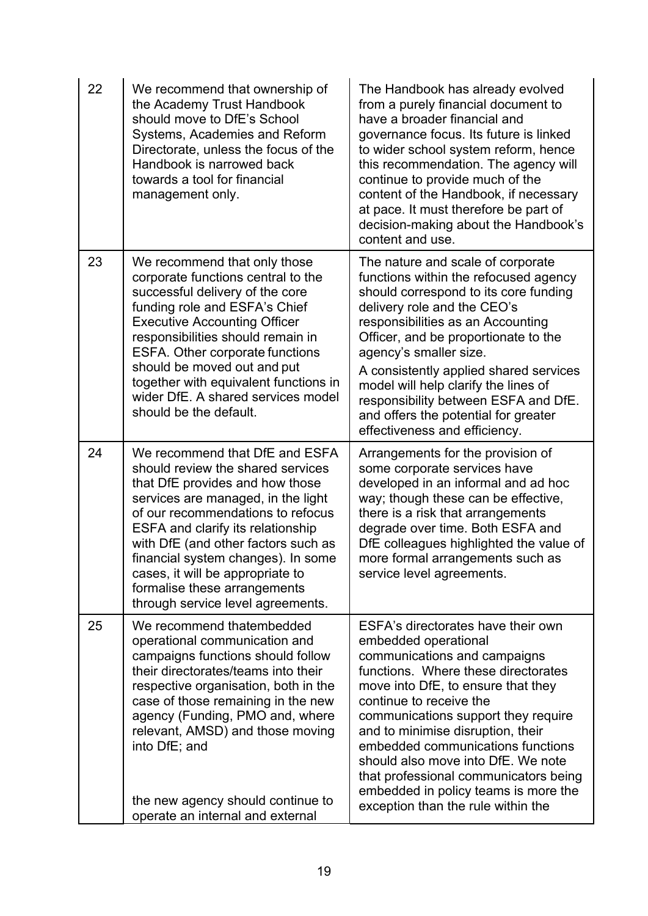| | | |
|---|---|---|
| 22 | We recommend that ownership of the Academy Trust Handbook should move to DfE's School Systems, Academies and Reform Directorate, unless the focus of the Handbook is narrowed back towards a tool for financial management only. | The Handbook has already evolved from a purely financial document to have a broader financial and governance focus. Its future is linked to wider school system reform, hence this recommendation. The agency will continue to provide much of the content of the Handbook, if necessary at pace. It must therefore be part of decision-making about the Handbook's content and use. |
| 23 | We recommend that only those corporate functions central to the successful delivery of the core funding role and ESFA's Chief Executive Accounting Officer responsibilities should remain in ESFA. Other corporate functions should be moved out and put together with equivalent functions in wider DfE. A shared services model should be the default. | The nature and scale of corporate functions within the refocused agency should correspond to its core funding delivery role and the CEO's responsibilities as an Accounting Officer, and be proportionate to the agency's smaller size.<br><br>A consistently applied shared services model will help clarify the lines of responsibility between ESFA and DfE. and offers the potential for greater effectiveness and efficiency. |
| 24 | We recommend that DfE and ESFA should review the shared services that DfE provides and how those services are managed, in the light of our recommendations to refocus ESFA and clarify its relationship with DfE (and other factors such as financial system changes). In some cases, it will be appropriate to formalise these arrangements through service level agreements. | Arrangements for the provision of some corporate services have developed in an informal and ad hoc way; though these can be effective, there is a risk that arrangements degrade over time. Both ESFA and DfE colleagues highlighted the value of more formal arrangements such as service level agreements. |
| 25 | We recommend thatembedded operational communication and campaigns functions should follow their directorates/teams into their respective organisation, both in the case of those remaining in the new agency (Funding, PMO and, where relevant, AMSD) and those moving into DfE; and<br><br>the new agency should continue to operate an internal and external | ESFA's directorates have their own embedded operational communications and campaigns functions. Where these directorates move into DfE, to ensure that they continue to receive the communications support they require and to minimise disruption, their embedded communications functions should also move into DfE. We note that professional communicators being embedded in policy teams is more the exception than the rule within the |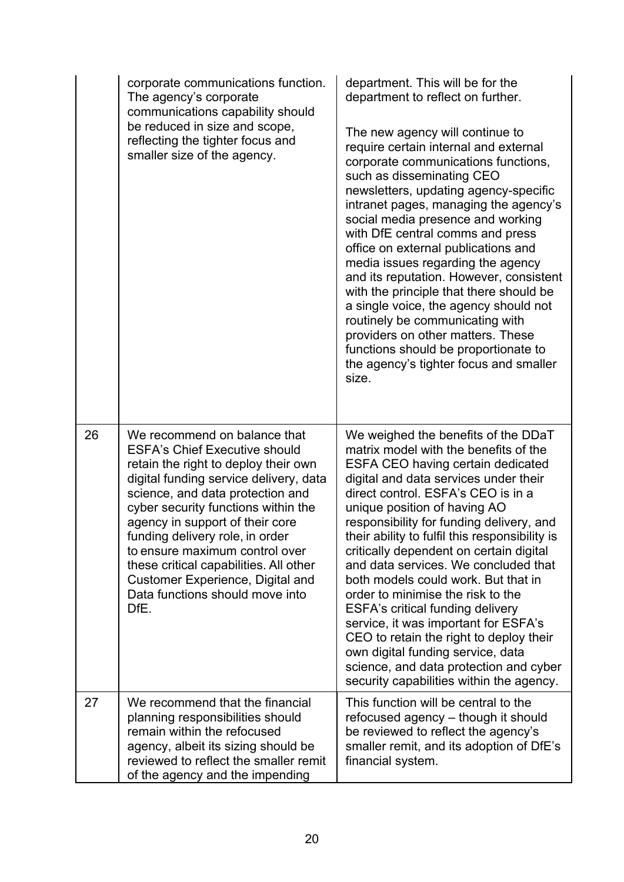| | | |
|---|---|---|
| | corporate communications function. The agency's corporate communications capability should be reduced in size and scope, reflecting the tighter focus and smaller size of the agency. | department. This will be for the department to reflect on further.<br><br>The new agency will continue to require certain internal and external corporate communications functions, such as disseminating CEO newsletters, updating agency-specific intranet pages, managing the agency's social media presence and working with DfE central comms and press office on external publications and media issues regarding the agency and its reputation. However, consistent with the principle that there should be a single voice, the agency should not routinely be communicating with providers on other matters. These functions should be proportionate to the agency's tighter focus and smaller size. |
| 26 | We recommend on balance that ESFA's Chief Executive should retain the right to deploy their own digital funding service delivery, data science, and data protection and cyber security functions within the agency in support of their core funding delivery role, in order to ensure maximum control over these critical capabilities. All other Customer Experience, Digital and Data functions should move into DfE. | We weighed the benefits of the DDaT matrix model with the benefits of the ESFA CEO having certain dedicated digital and data services under their direct control. ESFA's CEO is in a unique position of having AO responsibility for funding delivery, and their ability to fulfil this responsibility is critically dependent on certain digital and data services. We concluded that both models could work. But that in order to minimise the risk to the ESFA's critical funding delivery service, it was important for ESFA's CEO to retain the right to deploy their own digital funding service, data science, and data protection and cyber security capabilities within the agency. |
| 27 | We recommend that the financial planning responsibilities should remain within the refocused agency, albeit its sizing should be reviewed to reflect the smaller remit of the agency and the impending | This function will be central to the refocused agency – though it should be reviewed to reflect the agency's smaller remit, and its adoption of DfE's financial system. |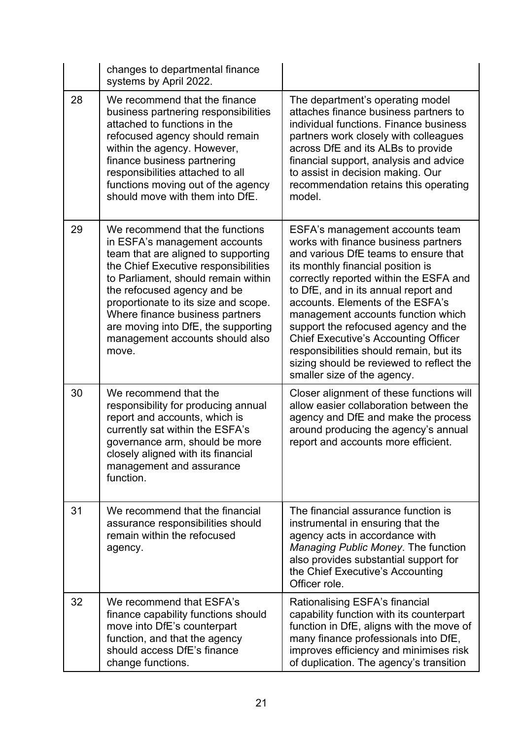| | | |
|---|---|---|
| | changes to departmental finance systems by April 2022. | |
| 28 | We recommend that the finance business partnering responsibilities attached to functions in the refocused agency should remain within the agency. However, finance business partnering responsibilities attached to all functions moving out of the agency should move with them into DfE. | The department's operating model attaches finance business partners to individual functions. Finance business partners work closely with colleagues across DfE and its ALBs to provide financial support, analysis and advice to assist in decision making. Our recommendation retains this operating model. |
| 29 | We recommend that the functions in ESFA's management accounts team that are aligned to supporting the Chief Executive responsibilities to Parliament, should remain within the refocused agency and be proportionate to its size and scope. Where finance business partners are moving into DfE, the supporting management accounts should also move. | ESFA's management accounts team works with finance business partners and various DfE teams to ensure that its monthly financial position is correctly reported within the ESFA and to DfE, and in its annual report and accounts. Elements of the ESFA's management accounts function which support the refocused agency and the Chief Executive's Accounting Officer responsibilities should remain, but its sizing should be reviewed to reflect the smaller size of the agency. |
| 30 | We recommend that the responsibility for producing annual report and accounts, which is currently sat within the ESFA's governance arm, should be more closely aligned with its financial management and assurance function. | Closer alignment of these functions will allow easier collaboration between the agency and DfE and make the process around producing the agency's annual report and accounts more efficient. |
| 31 | We recommend that the financial assurance responsibilities should remain within the refocused agency. | The financial assurance function is instrumental in ensuring that the agency acts in accordance with *Managing Public Money*. The function also provides substantial support for the Chief Executive's Accounting Officer role. |
| 32 | We recommend that ESFA's finance capability functions should move into DfE's counterpart function, and that the agency should access DfE's finance change functions. | Rationalising ESFA's financial capability function with its counterpart function in DfE, aligns with the move of many finance professionals into DfE, improves efficiency and minimises risk of duplication. The agency's transition |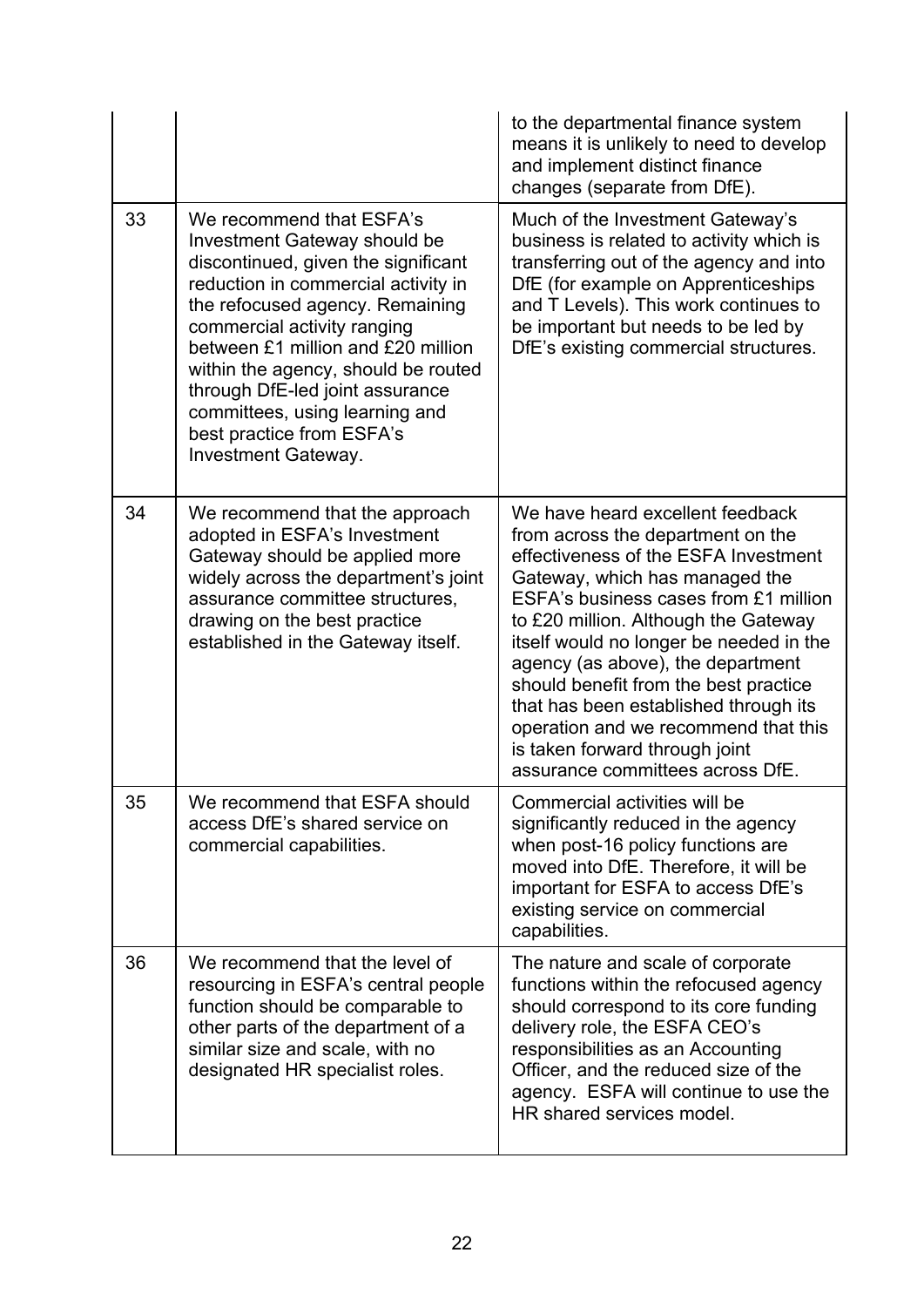| | | |
|---|---|---|
| | | to the departmental finance system means it is unlikely to need to develop and implement distinct finance changes (separate from DfE). |
| 33 | We recommend that ESFA's Investment Gateway should be discontinued, given the significant reduction in commercial activity in the refocused agency. Remaining commercial activity ranging between £1 million and £20 million within the agency, should be routed through DfE-led joint assurance committees, using learning and best practice from ESFA's Investment Gateway. | Much of the Investment Gateway's business is related to activity which is transferring out of the agency and into DfE (for example on Apprenticeships and T Levels). This work continues to be important but needs to be led by DfE's existing commercial structures. |
| 34 | We recommend that the approach adopted in ESFA's Investment Gateway should be applied more widely across the department's joint assurance committee structures, drawing on the best practice established in the Gateway itself. | We have heard excellent feedback from across the department on the effectiveness of the ESFA Investment Gateway, which has managed the ESFA's business cases from £1 million to £20 million. Although the Gateway itself would no longer be needed in the agency (as above), the department should benefit from the best practice that has been established through its operation and we recommend that this is taken forward through joint assurance committees across DfE. |
| 35 | We recommend that ESFA should access DfE's shared service on commercial capabilities. | Commercial activities will be significantly reduced in the agency when post-16 policy functions are moved into DfE. Therefore, it will be important for ESFA to access DfE's existing service on commercial capabilities. |
| 36 | We recommend that the level of resourcing in ESFA's central people function should be comparable to other parts of the department of a similar size and scale, with no designated HR specialist roles. | The nature and scale of corporate functions within the refocused agency should correspond to its core funding delivery role, the ESFA CEO's responsibilities as an Accounting Officer, and the reduced size of the agency. ESFA will continue to use the HR shared services model. |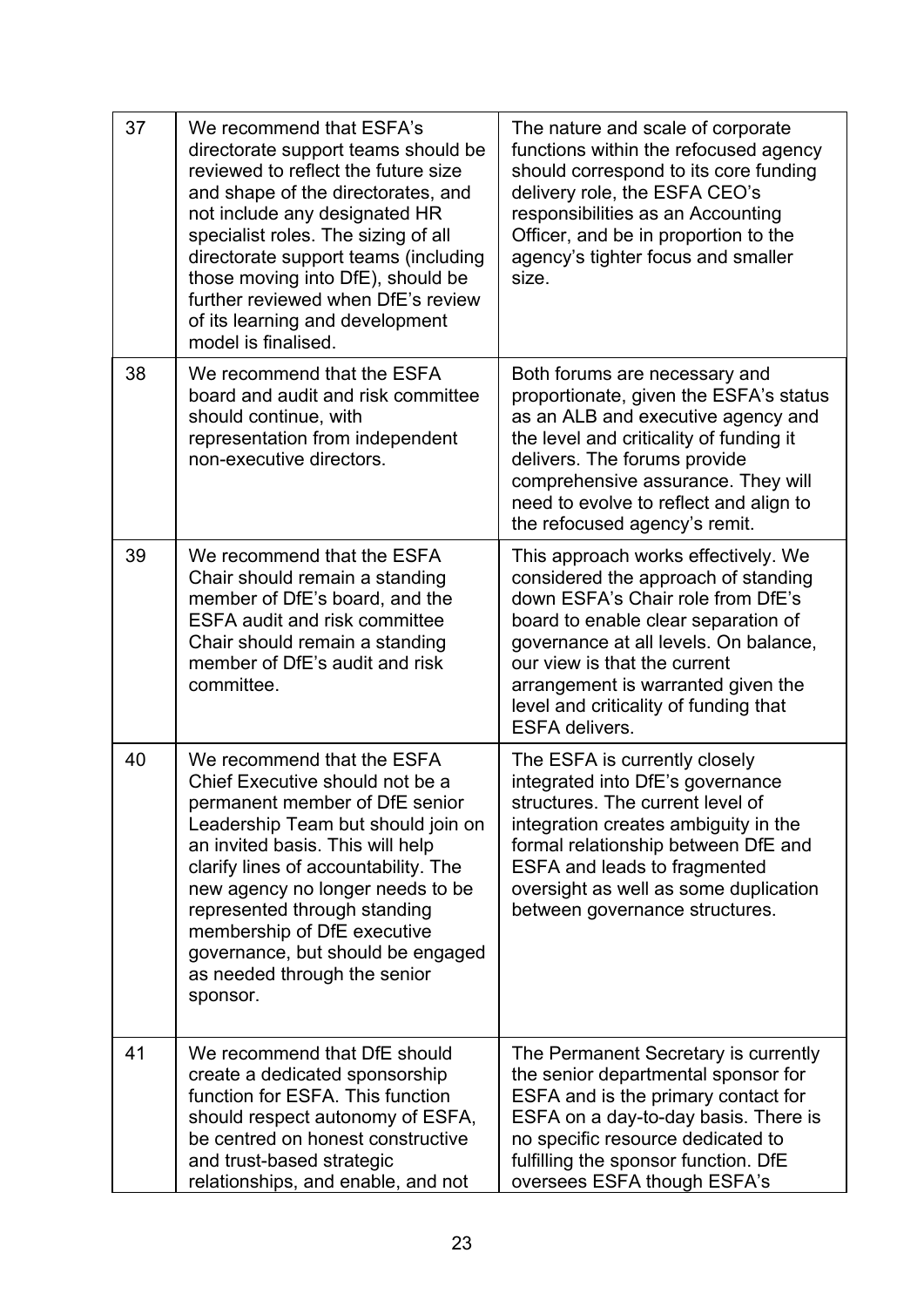| | | |
|---|---|---|
| 37 | We recommend that ESFA's directorate support teams should be reviewed to reflect the future size and shape of the directorates, and not include any designated HR specialist roles. The sizing of all directorate support teams (including those moving into DfE), should be further reviewed when DfE's review of its learning and development model is finalised. | The nature and scale of corporate functions within the refocused agency should correspond to its core funding delivery role, the ESFA CEO's responsibilities as an Accounting Officer, and be in proportion to the agency's tighter focus and smaller size. |
| 38 | We recommend that the ESFA board and audit and risk committee should continue, with representation from independent non-executive directors. | Both forums are necessary and proportionate, given the ESFA's status as an ALB and executive agency and the level and criticality of funding it delivers. The forums provide comprehensive assurance. They will need to evolve to reflect and align to the refocused agency's remit. |
| 39 | We recommend that the ESFA Chair should remain a standing member of DfE's board, and the ESFA audit and risk committee Chair should remain a standing member of DfE's audit and risk committee. | This approach works effectively. We considered the approach of standing down ESFA's Chair role from DfE's board to enable clear separation of governance at all levels. On balance, our view is that the current arrangement is warranted given the level and criticality of funding that ESFA delivers. |
| 40 | We recommend that the ESFA Chief Executive should not be a permanent member of DfE senior Leadership Team but should join on an invited basis. This will help clarify lines of accountability. The new agency no longer needs to be represented through standing membership of DfE executive governance, but should be engaged as needed through the senior sponsor. | The ESFA is currently closely integrated into DfE's governance structures. The current level of integration creates ambiguity in the formal relationship between DfE and ESFA and leads to fragmented oversight as well as some duplication between governance structures. |
| 41 | We recommend that DfE should create a dedicated sponsorship function for ESFA. This function should respect autonomy of ESFA, be centred on honest constructive and trust-based strategic relationships, and enable, and not | The Permanent Secretary is currently the senior departmental sponsor for ESFA and is the primary contact for ESFA on a day-to-day basis. There is no specific resource dedicated to fulfilling the sponsor function. DfE oversees ESFA though ESFA's |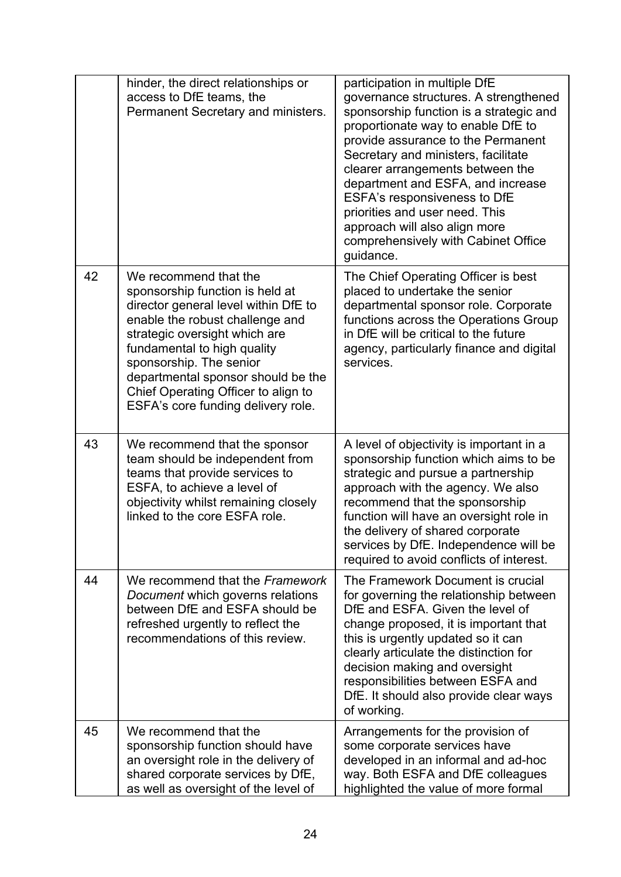| | | |
|---|---|---|
| | hinder, the direct relationships or access to DfE teams, the Permanent Secretary and ministers. | participation in multiple DfE governance structures. A strengthened sponsorship function is a strategic and proportionate way to enable DfE to provide assurance to the Permanent Secretary and ministers, facilitate clearer arrangements between the department and ESFA, and increase ESFA's responsiveness to DfE priorities and user need. This approach will also align more comprehensively with Cabinet Office guidance. |
| 42 | We recommend that the sponsorship function is held at director general level within DfE to enable the robust challenge and strategic oversight which are fundamental to high quality sponsorship. The senior departmental sponsor should be the Chief Operating Officer to align to ESFA's core funding delivery role. | The Chief Operating Officer is best placed to undertake the senior departmental sponsor role. Corporate functions across the Operations Group in DfE will be critical to the future agency, particularly finance and digital services. |
| 43 | We recommend that the sponsor team should be independent from teams that provide services to ESFA, to achieve a level of objectivity whilst remaining closely linked to the core ESFA role. | A level of objectivity is important in a sponsorship function which aims to be strategic and pursue a partnership approach with the agency. We also recommend that the sponsorship function will have an oversight role in the delivery of shared corporate services by DfE. Independence will be required to avoid conflicts of interest. |
| 44 | We recommend that the *Framework Document* which governs relations between DfE and ESFA should be refreshed urgently to reflect the recommendations of this review. | The Framework Document is crucial for governing the relationship between DfE and ESFA. Given the level of change proposed, it is important that this is urgently updated so it can clearly articulate the distinction for decision making and oversight responsibilities between ESFA and DfE. It should also provide clear ways of working. |
| 45 | We recommend that the sponsorship function should have an oversight role in the delivery of shared corporate services by DfE, as well as oversight of the level of | Arrangements for the provision of some corporate services have developed in an informal and ad-hoc way. Both ESFA and DfE colleagues highlighted the value of more formal |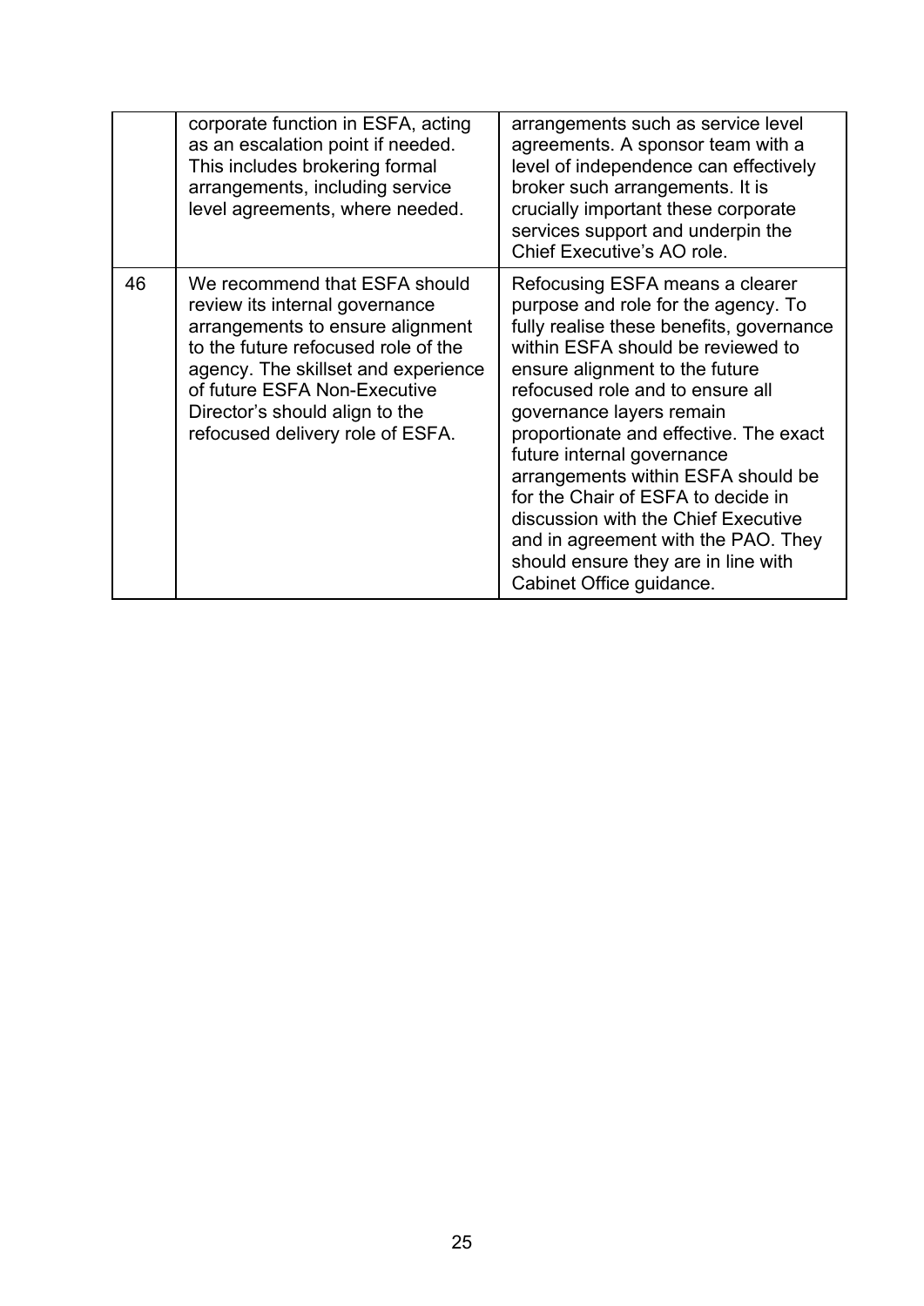| | | |
|---|---|---|
| | corporate function in ESFA, acting as an escalation point if needed. This includes brokering formal arrangements, including service level agreements, where needed. | arrangements such as service level agreements. A sponsor team with a level of independence can effectively broker such arrangements. It is crucially important these corporate services support and underpin the Chief Executive's AO role. |
| 46 | We recommend that ESFA should review its internal governance arrangements to ensure alignment to the future refocused role of the agency. The skillset and experience of future ESFA Non-Executive Director's should align to the refocused delivery role of ESFA. | Refocusing ESFA means a clearer purpose and role for the agency. To fully realise these benefits, governance within ESFA should be reviewed to ensure alignment to the future refocused role and to ensure all governance layers remain proportionate and effective. The exact future internal governance arrangements within ESFA should be for the Chair of ESFA to decide in discussion with the Chief Executive and in agreement with the PAO. They should ensure they are in line with Cabinet Office guidance. |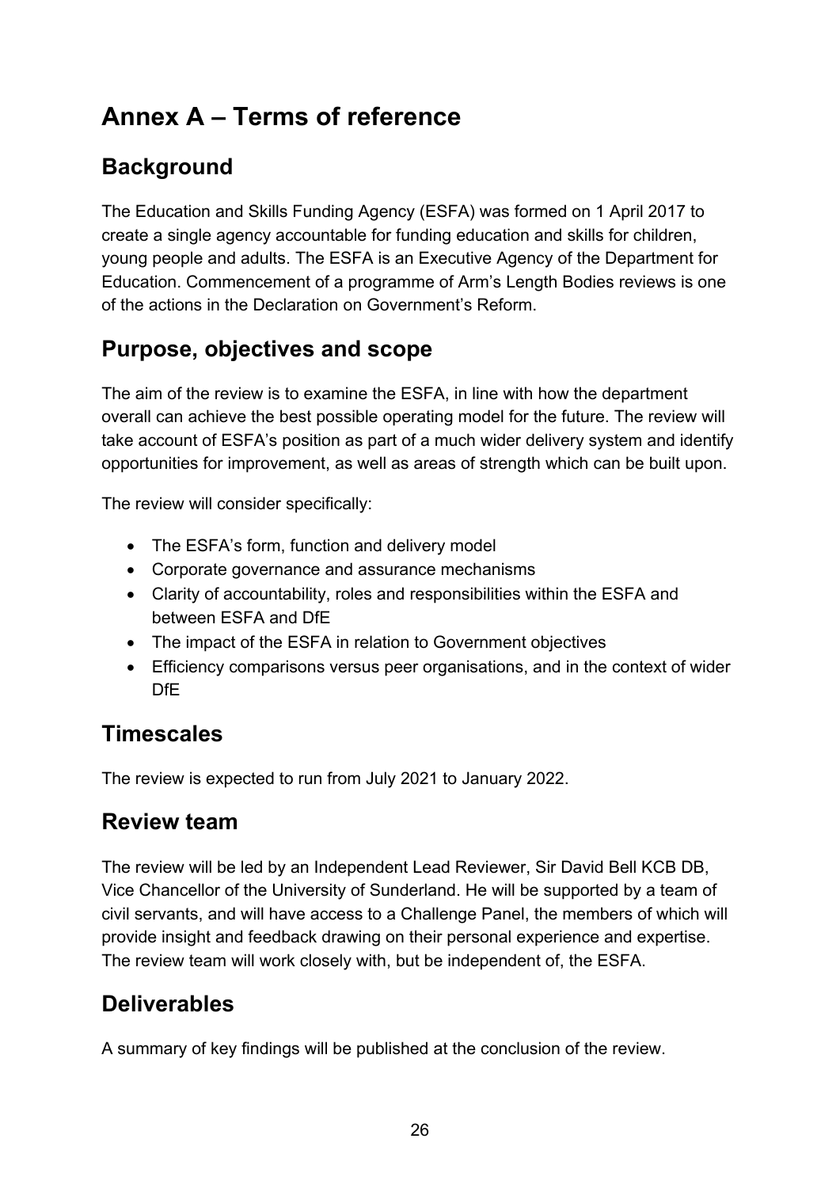# Annex A – Terms of reference

## Background

The Education and Skills Funding Agency (ESFA) was formed on 1 April 2017 to create a single agency accountable for funding education and skills for children, young people and adults. The ESFA is an Executive Agency of the Department for Education. Commencement of a programme of Arm's Length Bodies reviews is one of the actions in the Declaration on Government's Reform.

## Purpose, objectives and scope

The aim of the review is to examine the ESFA, in line with how the department overall can achieve the best possible operating model for the future. The review will take account of ESFA's position as part of a much wider delivery system and identify opportunities for improvement, as well as areas of strength which can be built upon.

The review will consider specifically:

- The ESFA's form, function and delivery model
- Corporate governance and assurance mechanisms
- Clarity of accountability, roles and responsibilities within the ESFA and between ESFA and DfE
- The impact of the ESFA in relation to Government objectives
- Efficiency comparisons versus peer organisations, and in the context of wider DfE

## Timescales

The review is expected to run from July 2021 to January 2022.

## Review team

The review will be led by an Independent Lead Reviewer, Sir David Bell KCB DB, Vice Chancellor of the University of Sunderland. He will be supported by a team of civil servants, and will have access to a Challenge Panel, the members of which will provide insight and feedback drawing on their personal experience and expertise. The review team will work closely with, but be independent of, the ESFA.

## Deliverables

A summary of key findings will be published at the conclusion of the review.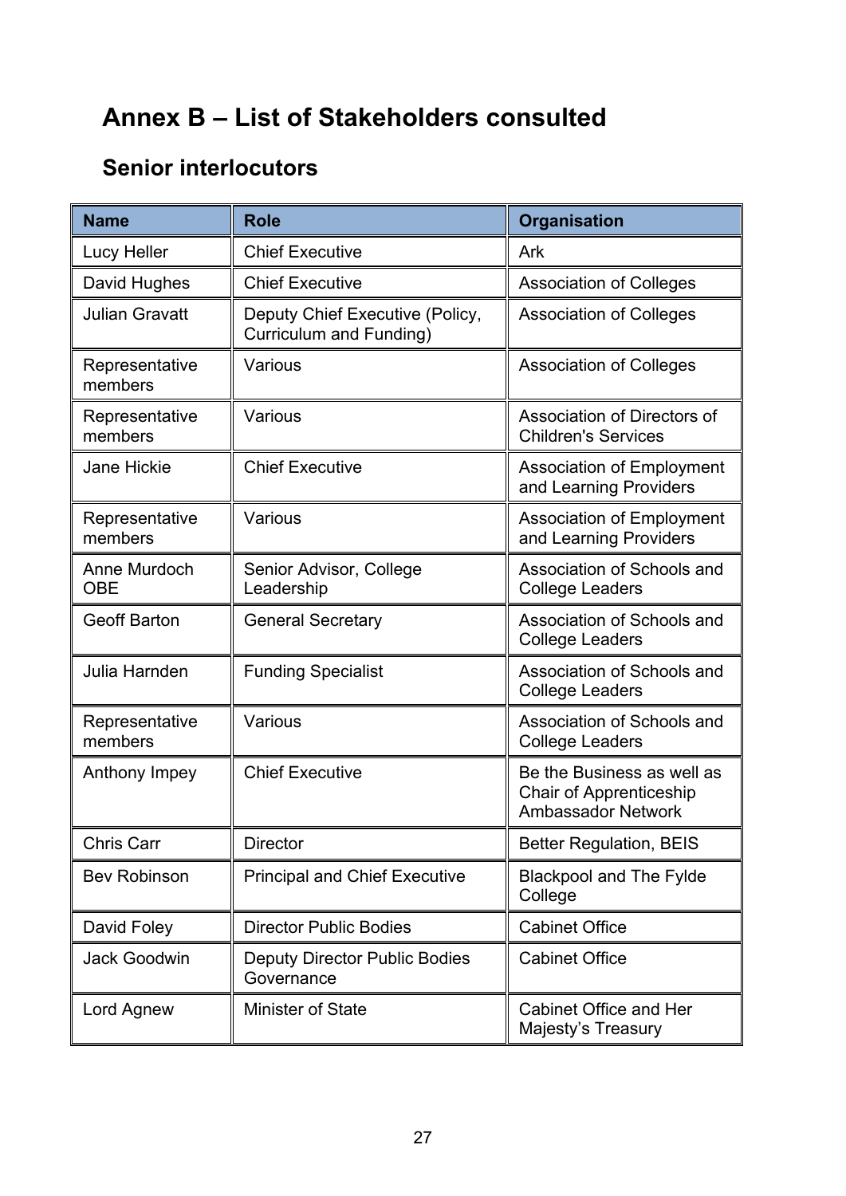# Annex B – List of Stakeholders consulted

## Senior interlocutors

| Name | Role | Organisation |
|---|---|---|
| Lucy Heller | Chief Executive | Ark |
| David Hughes | Chief Executive | Association of Colleges |
| Julian Gravatt | Deputy Chief Executive (Policy, Curriculum and Funding) | Association of Colleges |
| Representative members | Various | Association of Colleges |
| Representative members | Various | Association of Directors of Children's Services |
| Jane Hickie | Chief Executive | Association of Employment and Learning Providers |
| Representative members | Various | Association of Employment and Learning Providers |
| Anne Murdoch OBE | Senior Advisor, College Leadership | Association of Schools and College Leaders |
| Geoff Barton | General Secretary | Association of Schools and College Leaders |
| Julia Harnden | Funding Specialist | Association of Schools and College Leaders |
| Representative members | Various | Association of Schools and College Leaders |
| Anthony Impey | Chief Executive | Be the Business as well as Chair of Apprenticeship Ambassador Network |
| Chris Carr | Director | Better Regulation, BEIS |
| Bev Robinson | Principal and Chief Executive | Blackpool and The Fylde College |
| David Foley | Director Public Bodies | Cabinet Office |
| Jack Goodwin | Deputy Director Public Bodies Governance | Cabinet Office |
| Lord Agnew | Minister of State | Cabinet Office and Her Majesty's Treasury |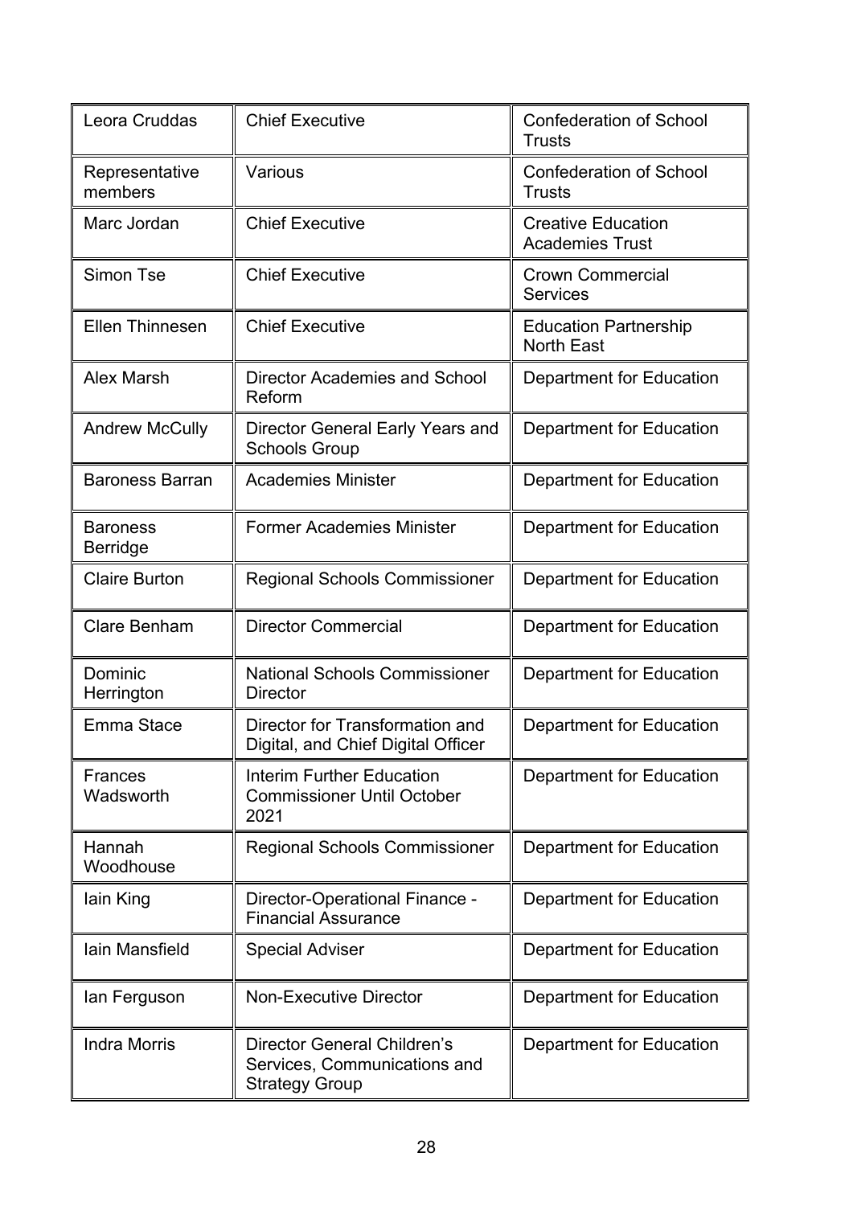| Leora Cruddas | Chief Executive | Confederation of School Trusts |
|---|---|---|
| Representative members | Various | Confederation of School Trusts |
| Marc Jordan | Chief Executive | Creative Education Academies Trust |
| Simon Tse | Chief Executive | Crown Commercial Services |
| Ellen Thinnesen | Chief Executive | Education Partnership North East |
| Alex Marsh | Director Academies and School Reform | Department for Education |
| Andrew McCully | Director General Early Years and Schools Group | Department for Education |
| Baroness Barran | Academies Minister | Department for Education |
| Baroness Berridge | Former Academies Minister | Department for Education |
| Claire Burton | Regional Schools Commissioner | Department for Education |
| Clare Benham | Director Commercial | Department for Education |
| Dominic Herrington | National Schools Commissioner Director | Department for Education |
| Emma Stace | Director for Transformation and Digital, and Chief Digital Officer | Department for Education |
| Frances Wadsworth | Interim Further Education Commissioner Until October 2021 | Department for Education |
| Hannah Woodhouse | Regional Schools Commissioner | Department for Education |
| Iain King | Director-Operational Finance - Financial Assurance | Department for Education |
| Iain Mansfield | Special Adviser | Department for Education |
| Ian Ferguson | Non-Executive Director | Department for Education |
| Indra Morris | Director General Children's Services, Communications and Strategy Group | Department for Education |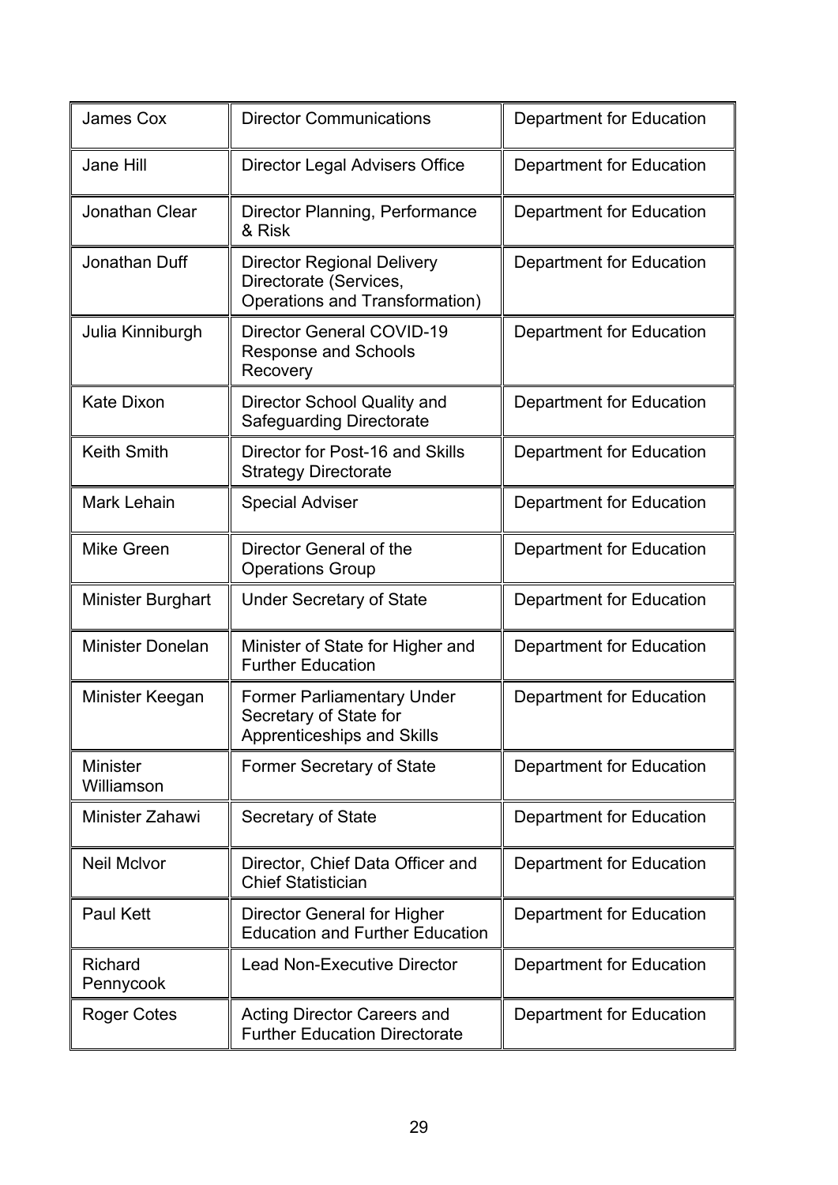| James Cox | Director Communications | Department for Education |
|---|---|---|
| Jane Hill | Director Legal Advisers Office | Department for Education |
| Jonathan Clear | Director Planning, Performance & Risk | Department for Education |
| Jonathan Duff | Director Regional Delivery Directorate (Services, Operations and Transformation) | Department for Education |
| Julia Kinniburgh | Director General COVID-19 Response and Schools Recovery | Department for Education |
| Kate Dixon | Director School Quality and Safeguarding Directorate | Department for Education |
| Keith Smith | Director for Post-16 and Skills Strategy Directorate | Department for Education |
| Mark Lehain | Special Adviser | Department for Education |
| Mike Green | Director General of the Operations Group | Department for Education |
| Minister Burghart | Under Secretary of State | Department for Education |
| Minister Donelan | Minister of State for Higher and Further Education | Department for Education |
| Minister Keegan | Former Parliamentary Under Secretary of State for Apprenticeships and Skills | Department for Education |
| Minister Williamson | Former Secretary of State | Department for Education |
| Minister Zahawi | Secretary of State | Department for Education |
| Neil McIvor | Director, Chief Data Officer and Chief Statistician | Department for Education |
| Paul Kett | Director General for Higher Education and Further Education | Department for Education |
| Richard Pennycook | Lead Non-Executive Director | Department for Education |
| Roger Cotes | Acting Director Careers and Further Education Directorate | Department for Education |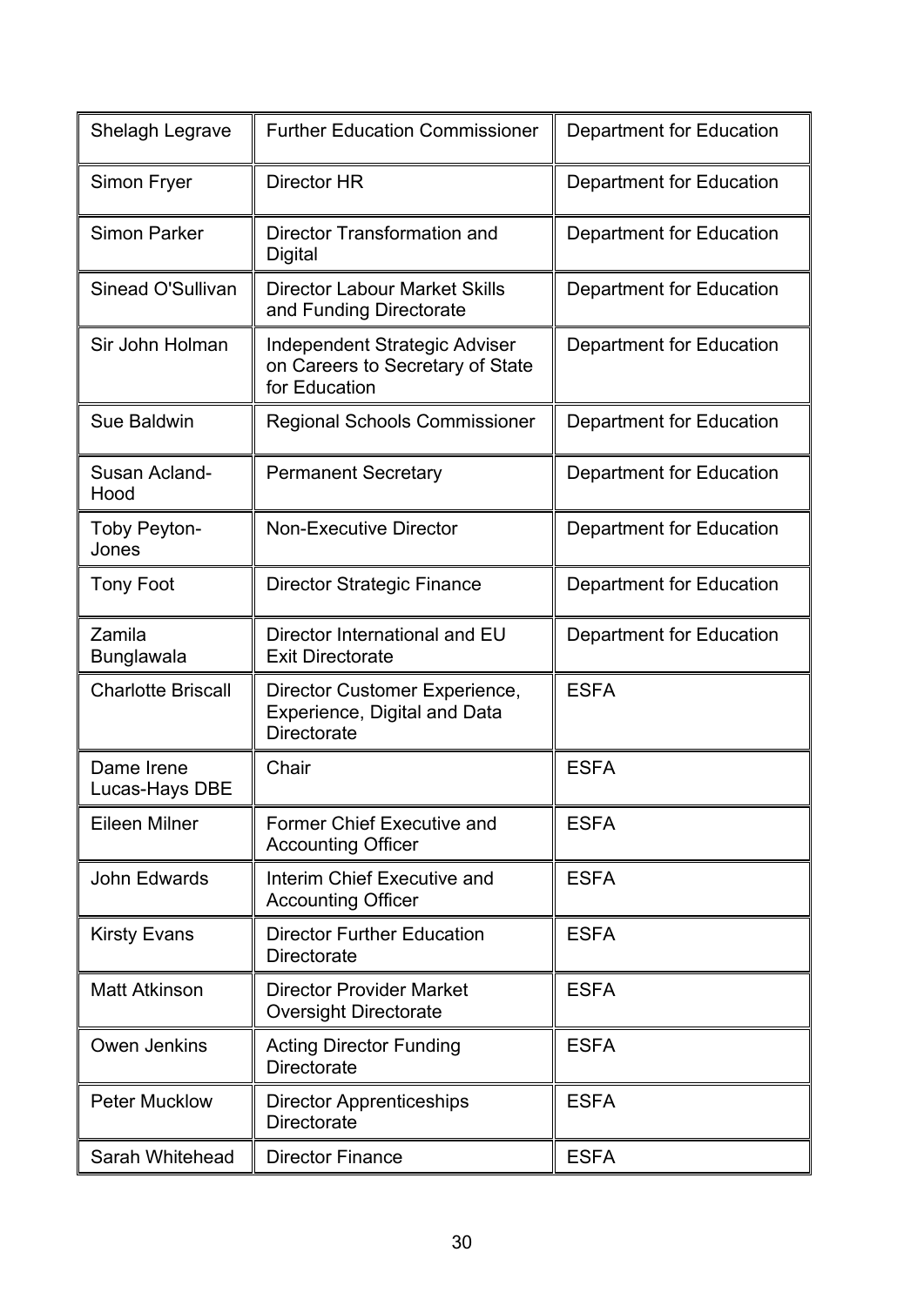| | | |
|---|---|---|
| Shelagh Legrave | Further Education Commissioner | Department for Education |
| Simon Fryer | Director HR | Department for Education |
| Simon Parker | Director Transformation and Digital | Department for Education |
| Sinead O'Sullivan | Director Labour Market Skills and Funding Directorate | Department for Education |
| Sir John Holman | Independent Strategic Adviser on Careers to Secretary of State for Education | Department for Education |
| Sue Baldwin | Regional Schools Commissioner | Department for Education |
| Susan Acland-Hood | Permanent Secretary | Department for Education |
| Toby Peyton-Jones | Non-Executive Director | Department for Education |
| Tony Foot | Director Strategic Finance | Department for Education |
| Zamila Bunglawala | Director International and EU Exit Directorate | Department for Education |
| Charlotte Briscall | Director Customer Experience, Experience, Digital and Data Directorate | ESFA |
| Dame Irene Lucas-Hays DBE | Chair | ESFA |
| Eileen Milner | Former Chief Executive and Accounting Officer | ESFA |
| John Edwards | Interim Chief Executive and Accounting Officer | ESFA |
| Kirsty Evans | Director Further Education Directorate | ESFA |
| Matt Atkinson | Director Provider Market Oversight Directorate | ESFA |
| Owen Jenkins | Acting Director Funding Directorate | ESFA |
| Peter Mucklow | Director Apprenticeships Directorate | ESFA |
| Sarah Whitehead | Director Finance | ESFA |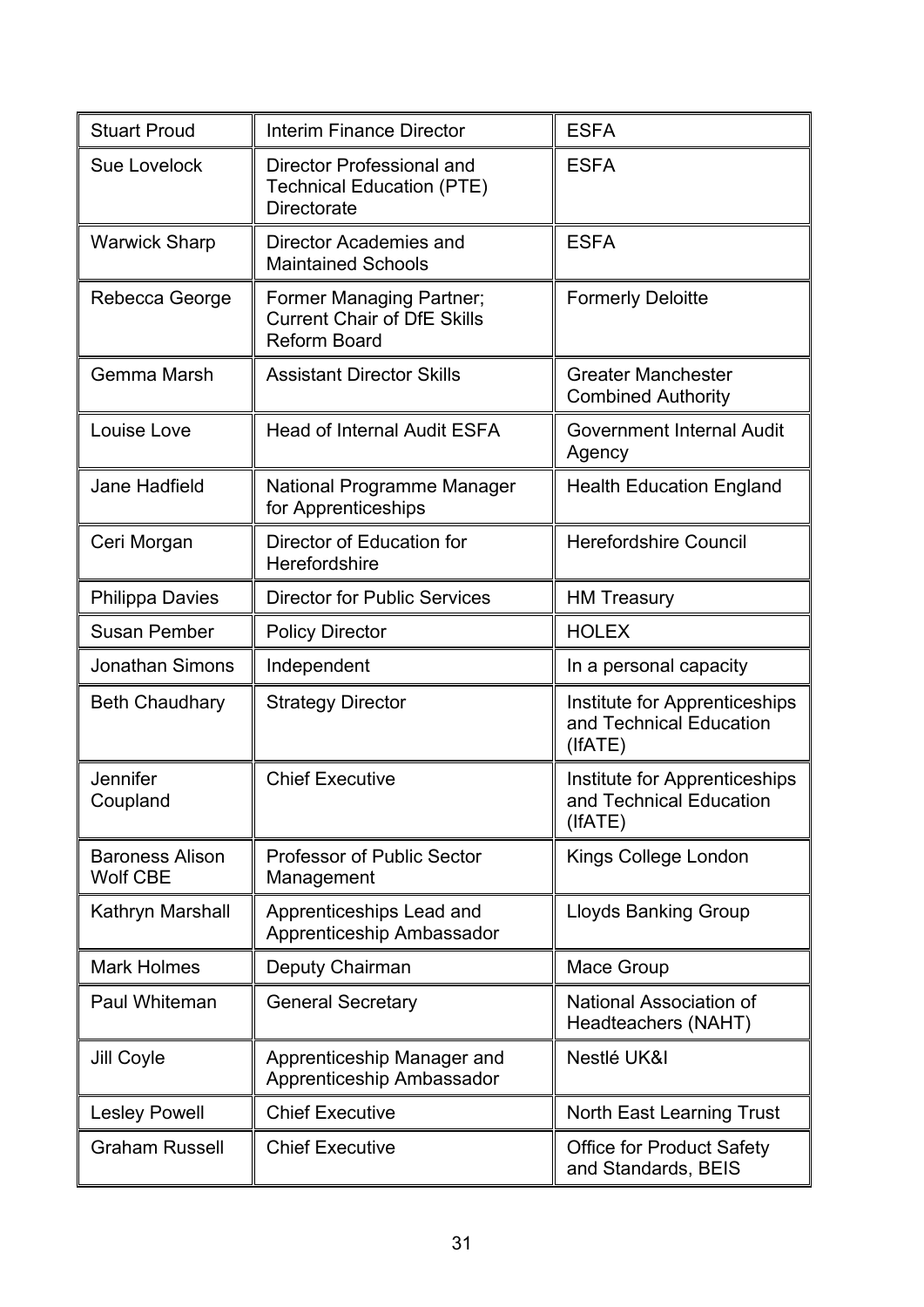| | | |
|---|---|---|
| Stuart Proud | Interim Finance Director | ESFA |
| Sue Lovelock | Director Professional and Technical Education (PTE) Directorate | ESFA |
| Warwick Sharp | Director Academies and Maintained Schools | ESFA |
| Rebecca George | Former Managing Partner; Current Chair of DfE Skills Reform Board | Formerly Deloitte |
| Gemma Marsh | Assistant Director Skills | Greater Manchester Combined Authority |
| Louise Love | Head of Internal Audit ESFA | Government Internal Audit Agency |
| Jane Hadfield | National Programme Manager for Apprenticeships | Health Education England |
| Ceri Morgan | Director of Education for Herefordshire | Herefordshire Council |
| Philippa Davies | Director for Public Services | HM Treasury |
| Susan Pember | Policy Director | HOLEX |
| Jonathan Simons | Independent | In a personal capacity |
| Beth Chaudhary | Strategy Director | Institute for Apprenticeships and Technical Education (IfATE) |
| Jennifer Coupland | Chief Executive | Institute for Apprenticeships and Technical Education (IfATE) |
| Baroness Alison Wolf CBE | Professor of Public Sector Management | Kings College London |
| Kathryn Marshall | Apprenticeships Lead and Apprenticeship Ambassador | Lloyds Banking Group |
| Mark Holmes | Deputy Chairman | Mace Group |
| Paul Whiteman | General Secretary | National Association of Headteachers (NAHT) |
| Jill Coyle | Apprenticeship Manager and Apprenticeship Ambassador | Nestlé UK&I |
| Lesley Powell | Chief Executive | North East Learning Trust |
| Graham Russell | Chief Executive | Office for Product Safety and Standards, BEIS |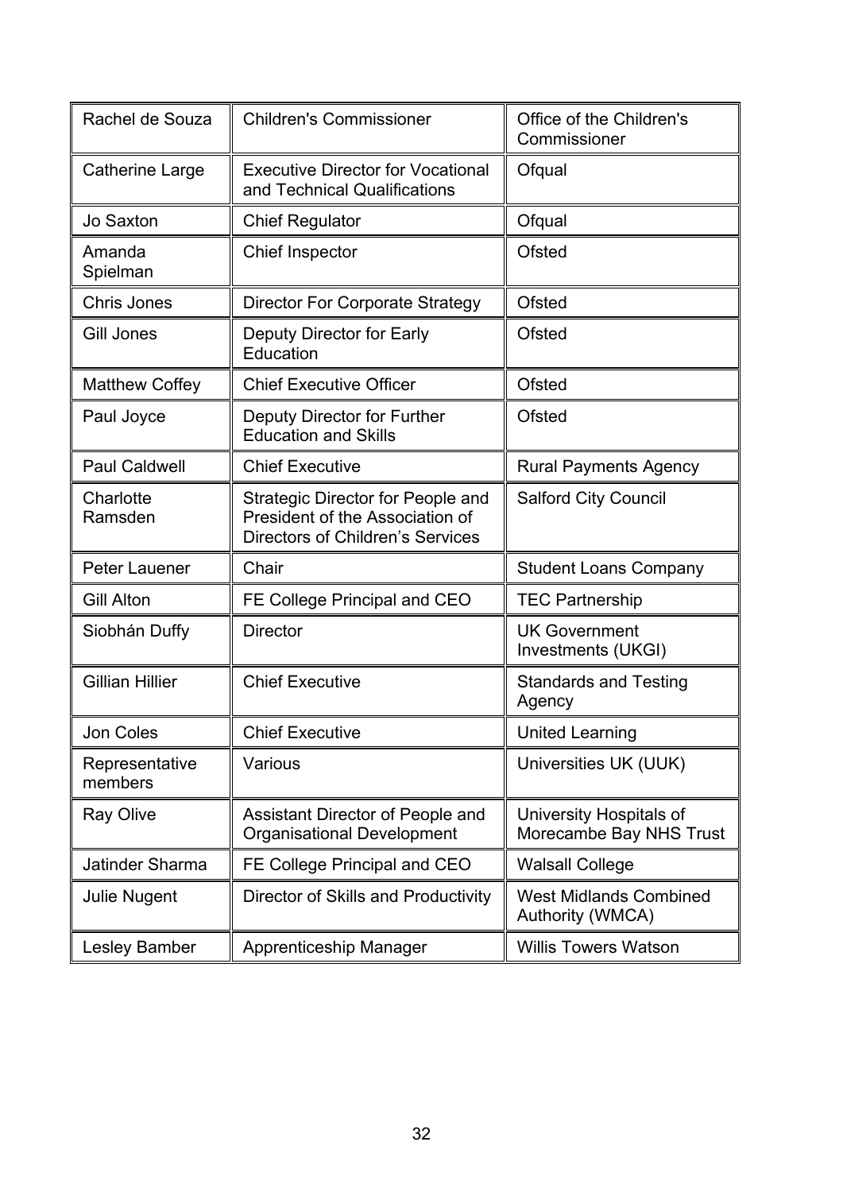| Rachel de Souza | Children's Commissioner | Office of the Children's Commissioner |
|---|---|---|
| Catherine Large | Executive Director for Vocational and Technical Qualifications | Ofqual |
| Jo Saxton | Chief Regulator | Ofqual |
| Amanda Spielman | Chief Inspector | Ofsted |
| Chris Jones | Director For Corporate Strategy | Ofsted |
| Gill Jones | Deputy Director for Early Education | Ofsted |
| Matthew Coffey | Chief Executive Officer | Ofsted |
| Paul Joyce | Deputy Director for Further Education and Skills | Ofsted |
| Paul Caldwell | Chief Executive | Rural Payments Agency |
| Charlotte Ramsden | Strategic Director for People and President of the Association of Directors of Children's Services | Salford City Council |
| Peter Lauener | Chair | Student Loans Company |
| Gill Alton | FE College Principal and CEO | TEC Partnership |
| Siobhán Duffy | Director | UK Government Investments (UKGI) |
| Gillian Hillier | Chief Executive | Standards and Testing Agency |
| Jon Coles | Chief Executive | United Learning |
| Representative members | Various | Universities UK (UUK) |
| Ray Olive | Assistant Director of People and Organisational Development | University Hospitals of Morecambe Bay NHS Trust |
| Jatinder Sharma | FE College Principal and CEO | Walsall College |
| Julie Nugent | Director of Skills and Productivity | West Midlands Combined Authority (WMCA) |
| Lesley Bamber | Apprenticeship Manager | Willis Towers Watson |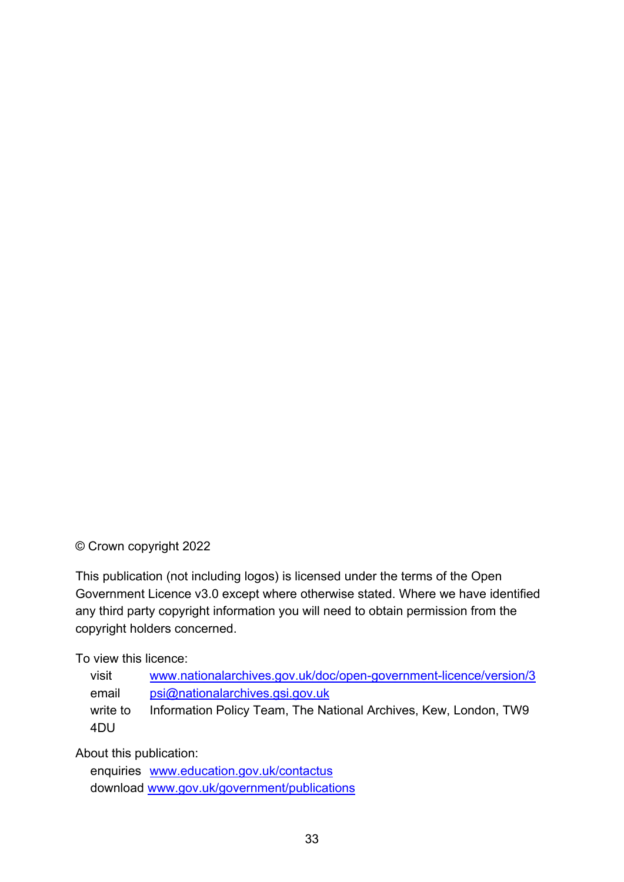© Crown copyright 2022

This publication (not including logos) is licensed under the terms of the Open Government Licence v3.0 except where otherwise stated. Where we have identified any third party copyright information you will need to obtain permission from the copyright holders concerned.

To view this licence:

visit [www.nationalarchives.gov.uk/doc/open-government-licence/version/3](http://www.nationalarchives.gov.uk/doc/open-government-licence/version/3)
email [psi@nationalarchives.gsi.gov.uk](mailto:psi@nationalarchives.gsi.gov.uk)
write to Information Policy Team, The National Archives, Kew, London, TW9 4DU

About this publication:

enquiries [www.education.gov.uk/contactus](http://www.education.gov.uk/contactus)
download [www.gov.uk/government/publications](http://www.gov.uk/government/publications)